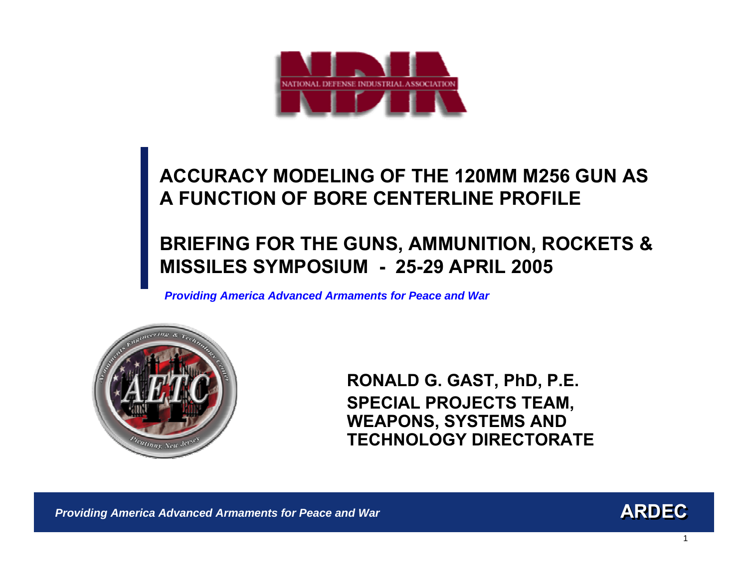NATIONAL DEFENSE INDUSTRIAL ASSOCIATION

# ACCURACY MODELING OF THE 120MM M256 GUN AS A FUNCTION OF BORE CENTERLINE PROFILE

## BRIEFING FOR THE GUNS, AMMUNITION, ROCKETS & MISSILES SYMPOSIUM - 25-29 APRIL 2005

*Providing America Advanced Armaments for Peace and War*

**RONALD G. GAST, PhD, P.E.**
**SPECIAL PROJECTS TEAM, WEAPONS, SYSTEMS AND TECHNOLOGY DIRECTORATE**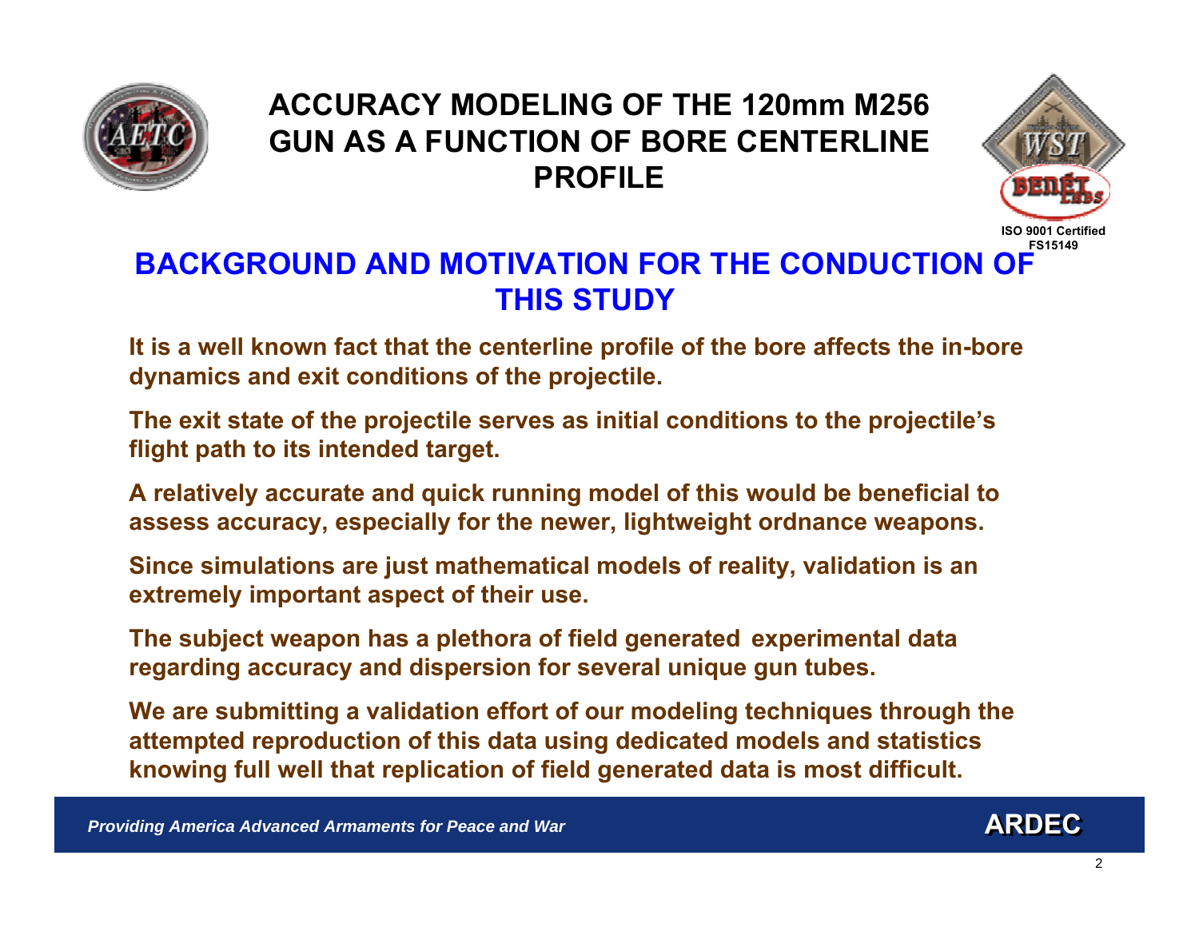# ACCURACY MODELING OF THE 120mm M256 GUN AS A FUNCTION OF BORE CENTERLINE PROFILE

ISO 9001 Certified
FS15149

## BACKGROUND AND MOTIVATION FOR THE CONDUCTION OF THIS STUDY

**It is a well known fact that the centerline profile of the bore affects the in-bore dynamics and exit conditions of the projectile.**

**The exit state of the projectile serves as initial conditions to the projectile's flight path to its intended target.**

**A relatively accurate and quick running model of this would be beneficial to assess accuracy, especially for the newer, lightweight ordnance weapons.**

**Since simulations are just mathematical models of reality, validation is an extremely important aspect of their use.**

**The subject weapon has a plethora of field generated experimental data regarding accuracy and dispersion for several unique gun tubes.**

**We are submitting a validation effort of our modeling techniques through the attempted reproduction of this data using dedicated models and statistics knowing full well that replication of field generated data is most difficult.**

*Providing America Advanced Armaments for Peace and War*

**ARDEC**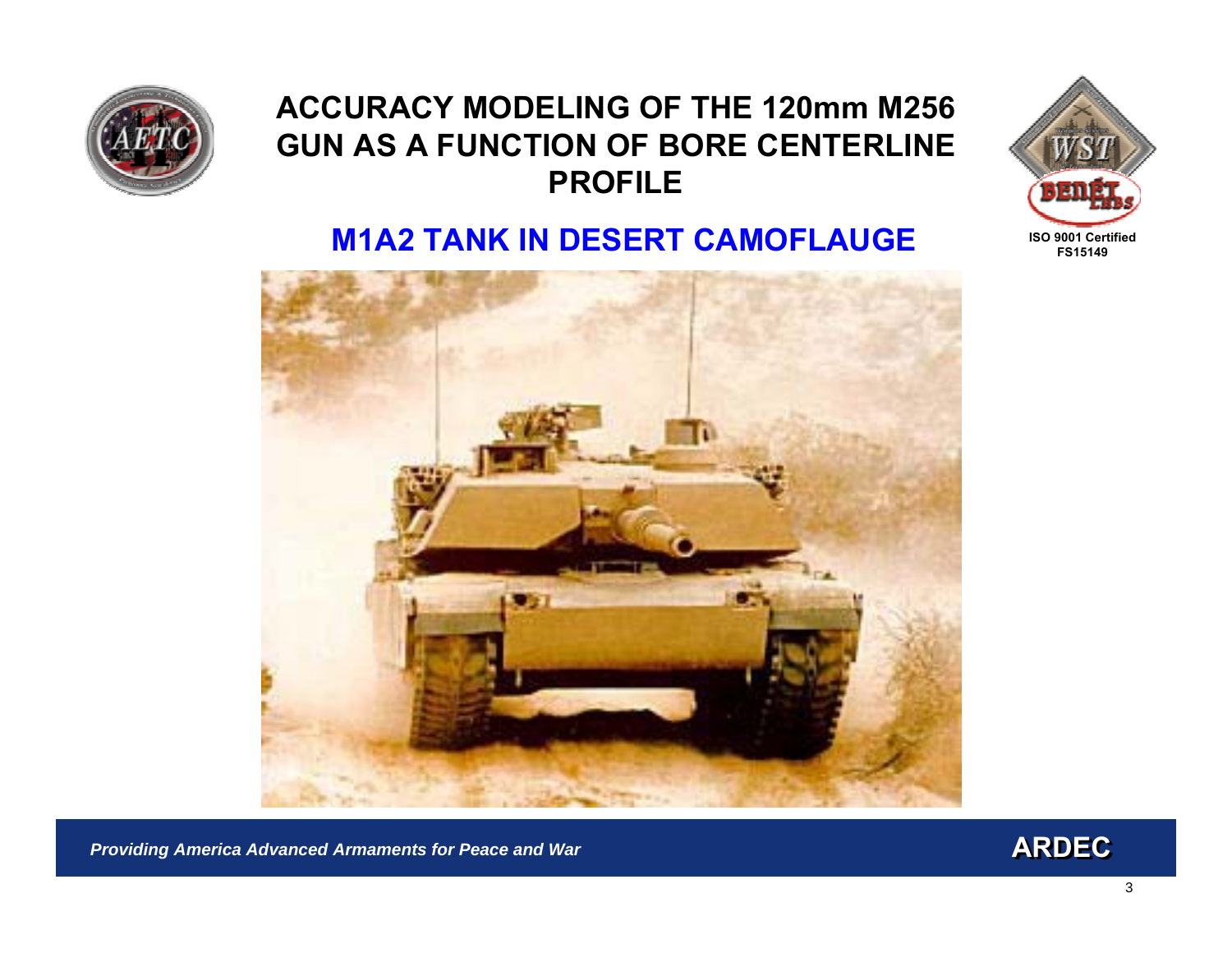# ACCURACY MODELING OF THE 120mm M256 GUN AS A FUNCTION OF BORE CENTERLINE PROFILE

## M1A2 TANK IN DESERT CAMOFLAUGE

ISO 9001 Certified
FS15149

*Providing America Advanced Armaments for Peace and War*

**ARDEC**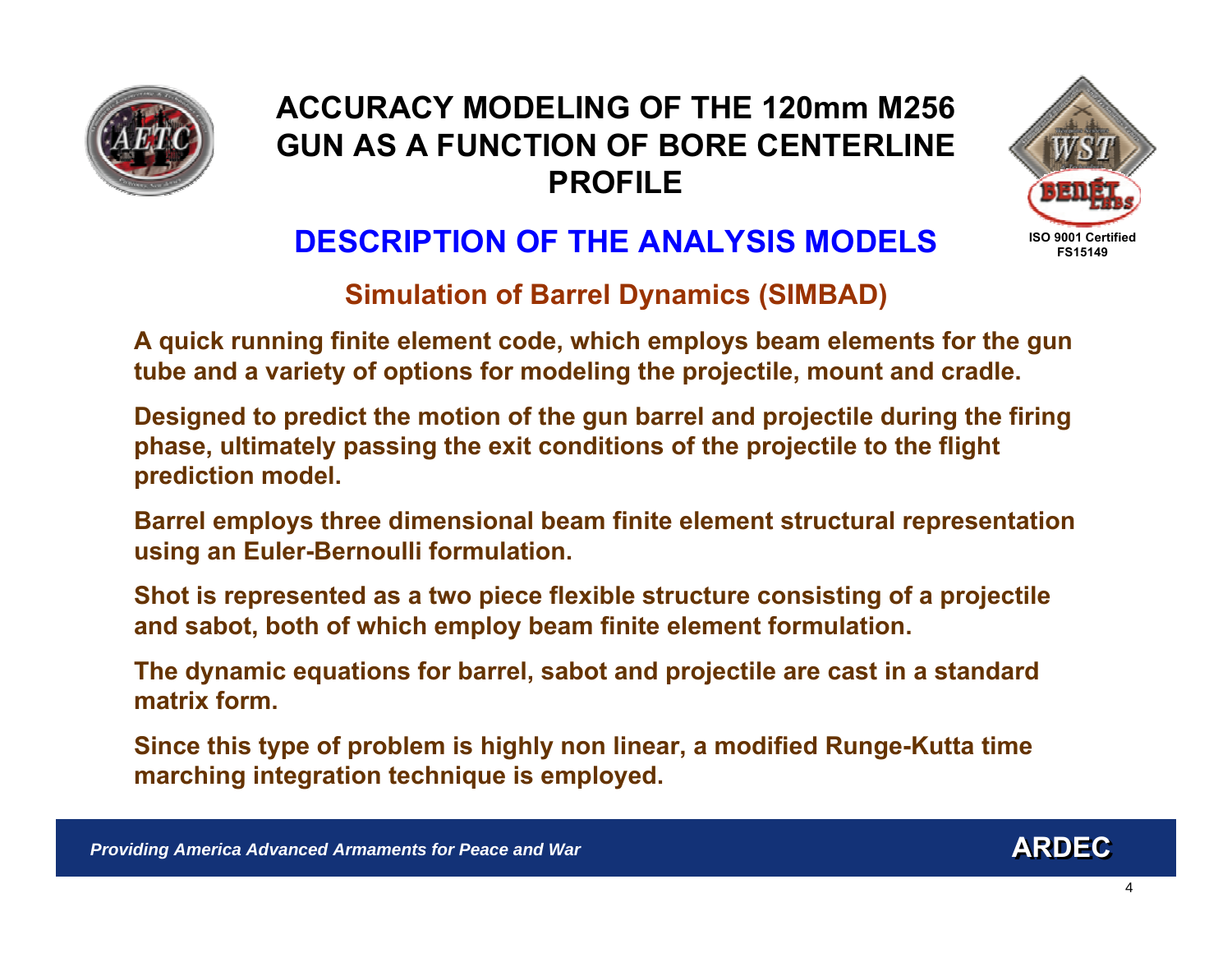# ACCURACY MODELING OF THE 120mm M256 GUN AS A FUNCTION OF BORE CENTERLINE PROFILE

## DESCRIPTION OF THE ANALYSIS MODELS

### Simulation of Barrel Dynamics (SIMBAD)

**A quick running finite element code, which employs beam elements for the gun tube and a variety of options for modeling the projectile, mount and cradle.**

**Designed to predict the motion of the gun barrel and projectile during the firing phase, ultimately passing the exit conditions of the projectile to the flight prediction model.**

**Barrel employs three dimensional beam finite element structural representation using an Euler-Bernoulli formulation.**

**Shot is represented as a two piece flexible structure consisting of a projectile and sabot, both of which employ beam finite element formulation.**

**The dynamic equations for barrel, sabot and projectile are cast in a standard matrix form.**

**Since this type of problem is highly non linear, a modified Runge-Kutta time marching integration technique is employed.**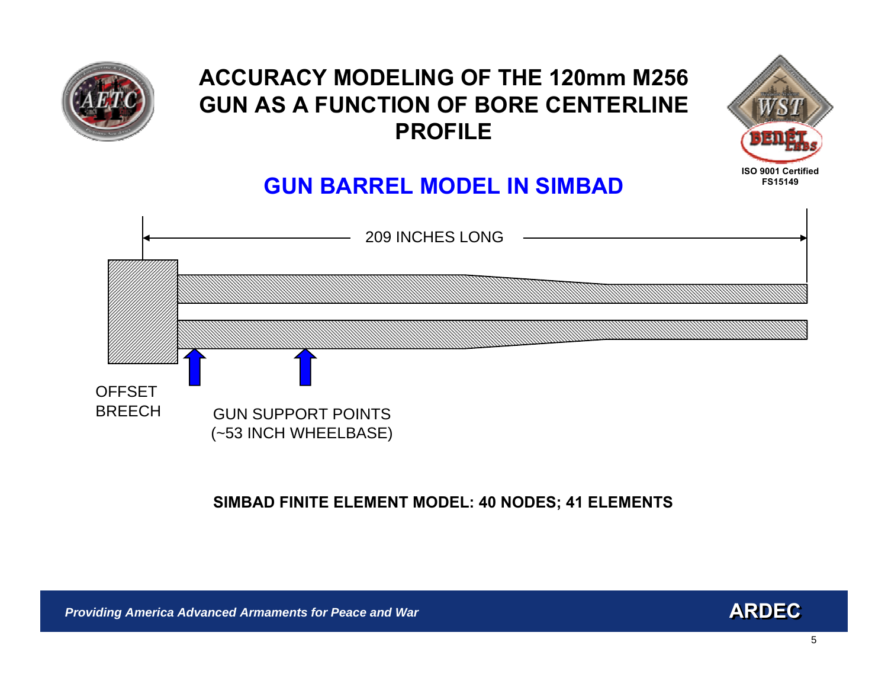# ACCURACY MODELING OF THE 120mm M256 GUN AS A FUNCTION OF BORE CENTERLINE PROFILE

ISO 9001 Certified
FS15149

## GUN BARREL MODEL IN SIMBAD

209 INCHES LONG

OFFSET BREECH

GUN SUPPORT POINTS
(~53 INCH WHEELBASE)

**SIMBAD FINITE ELEMENT MODEL: 40 NODES; 41 ELEMENTS**

*Providing America Advanced Armaments for Peace and War*

**ARDEC**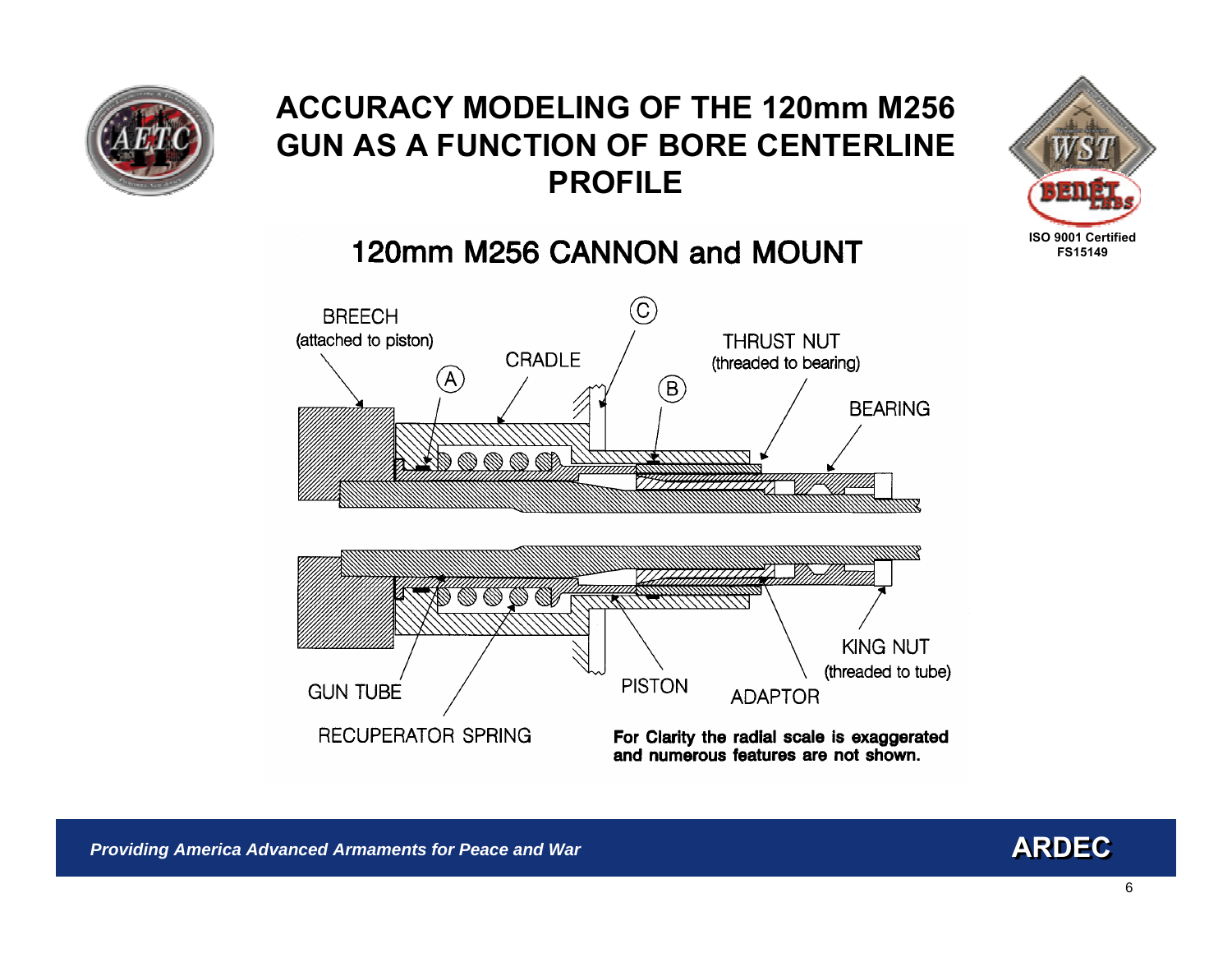# ACCURACY MODELING OF THE 120mm M256 GUN AS A FUNCTION OF BORE CENTERLINE PROFILE

## 120mm M256 CANNON and MOUNT

BREECH (attached to piston)

CRADLE

THRUST NUT (threaded to bearing)

BEARING

A

B

C

GUN TUBE

RECUPERATOR SPRING

PISTON

ADAPTOR

KING NUT (threaded to tube)

**For Clarity the radial scale is exaggerated and numerous features are not shown.**

*Providing America Advanced Armaments for Peace and War*

**ARDEC**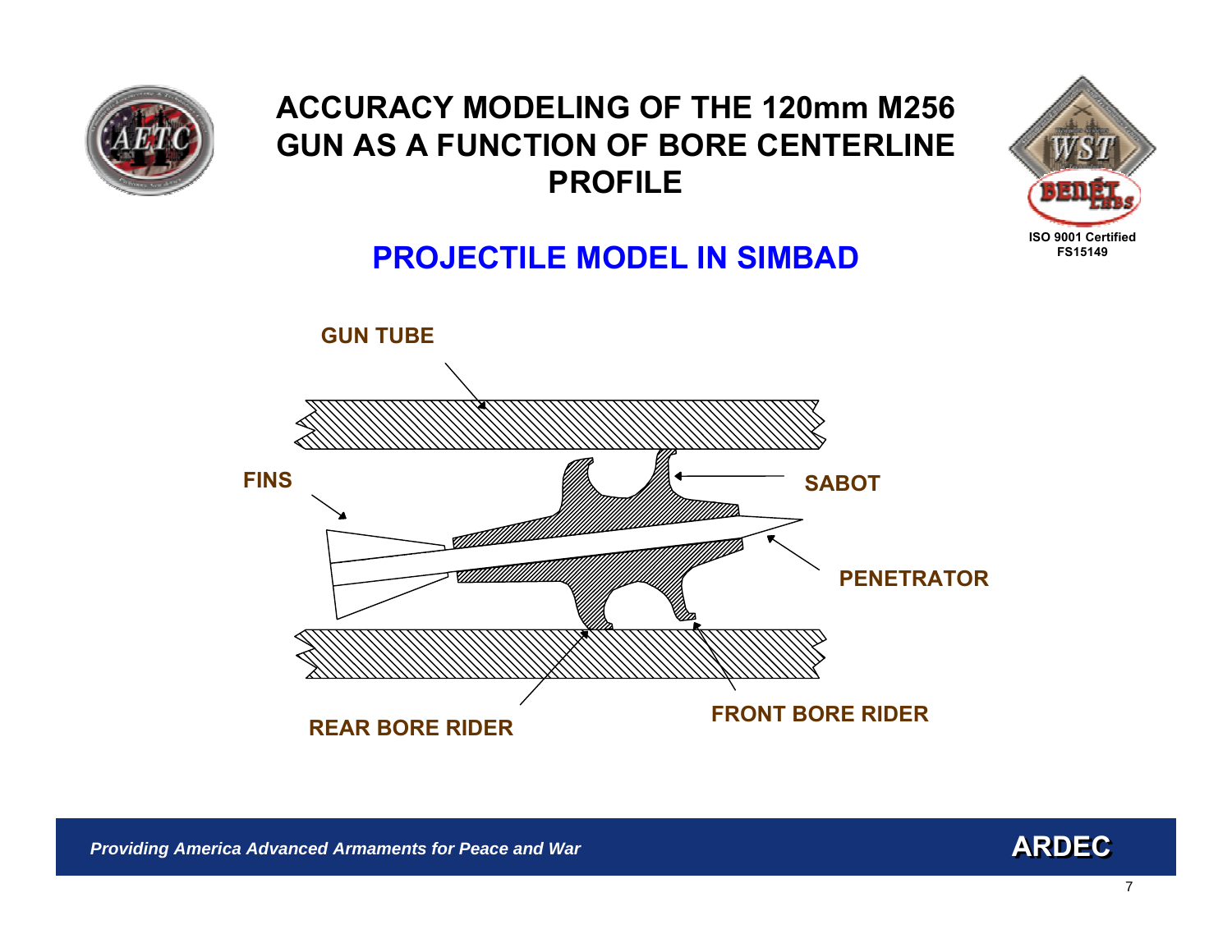# ACCURACY MODELING OF THE 120mm M256 GUN AS A FUNCTION OF BORE CENTERLINE PROFILE

## PROJECTILE MODEL IN SIMBAD

GUN TUBE

FINS

SABOT

PENETRATOR

REAR BORE RIDER

FRONT BORE RIDER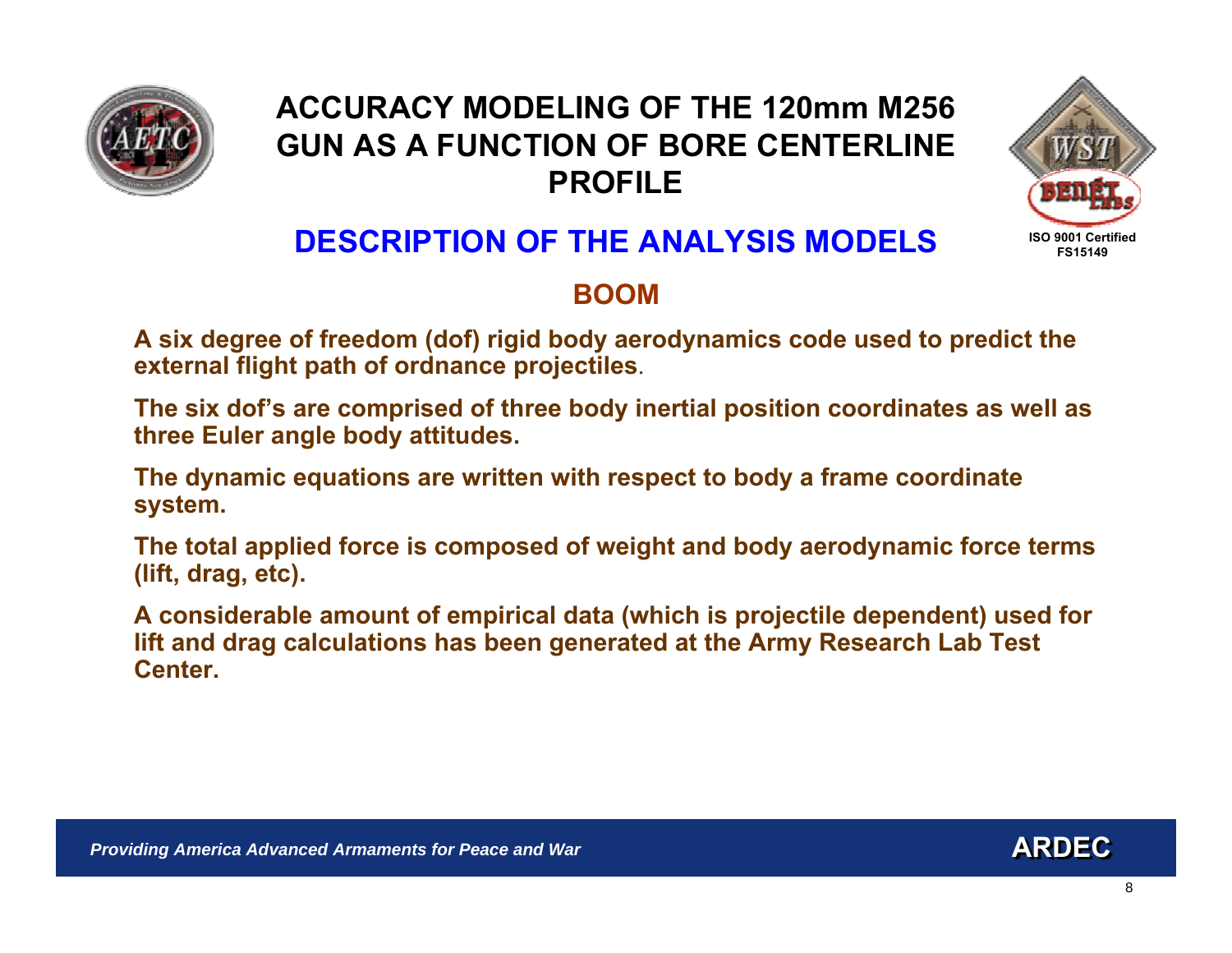# ACCURACY MODELING OF THE 120mm M256 GUN AS A FUNCTION OF BORE CENTERLINE PROFILE

## DESCRIPTION OF THE ANALYSIS MODELS

### BOOM

A six degree of freedom (dof) rigid body aerodynamics code used to predict the external flight path of ordnance projectiles.

The six dof's are comprised of three body inertial position coordinates as well as three Euler angle body attitudes.

The dynamic equations are written with respect to body a frame coordinate system.

The total applied force is composed of weight and body aerodynamic force terms (lift, drag, etc).

A considerable amount of empirical data (which is projectile dependent) used for lift and drag calculations has been generated at the Army Research Lab Test Center.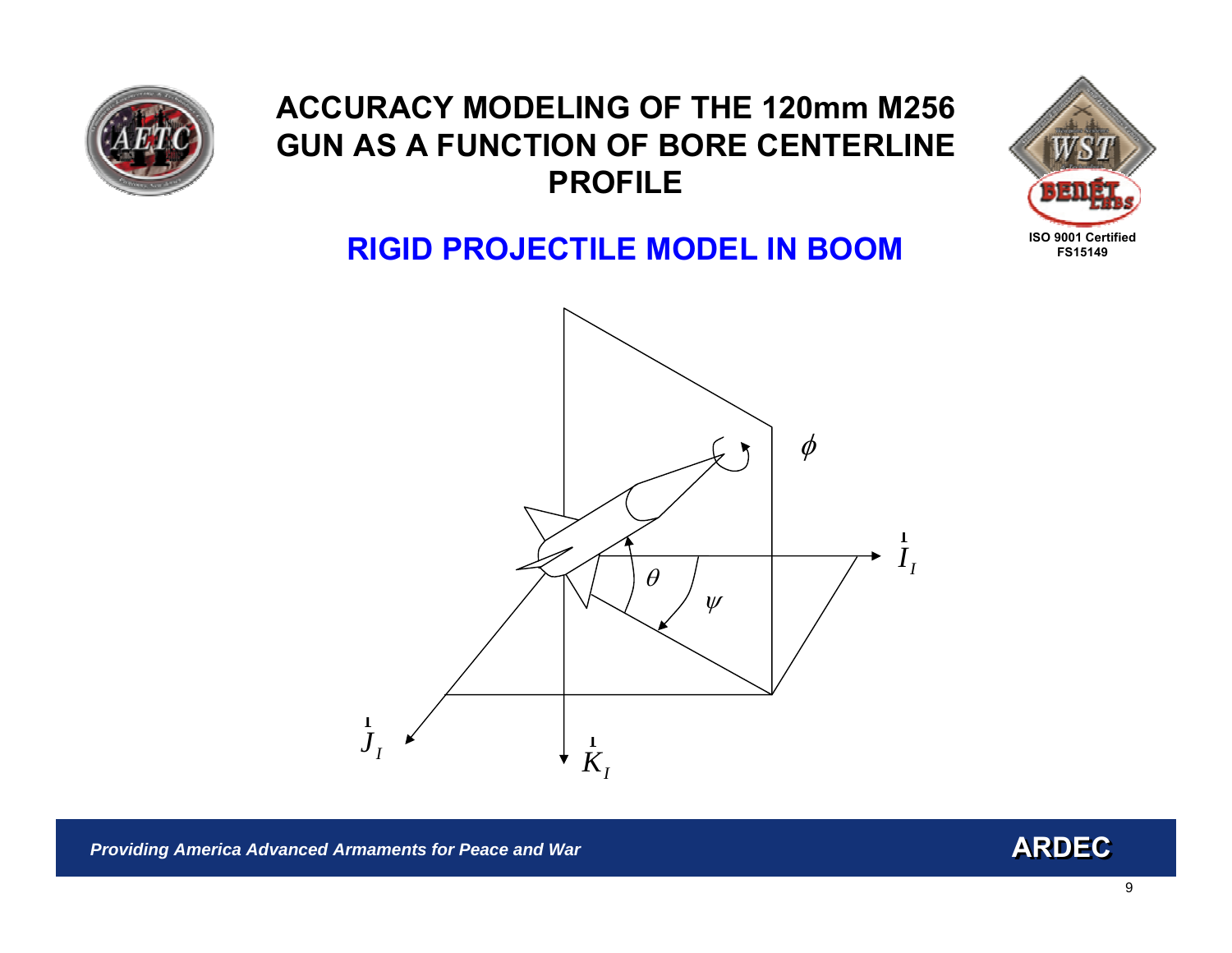# ACCURACY MODELING OF THE 120mm M256 GUN AS A FUNCTION OF BORE CENTERLINE PROFILE

## RIGID PROJECTILE MODEL IN BOOM

$\phi$

$\vec{I}_I$

$\theta$

$\psi$

$\vec{J}_I$

$\vec{K}_I$

*Providing America Advanced Armaments for Peace and War*

**ARDEC**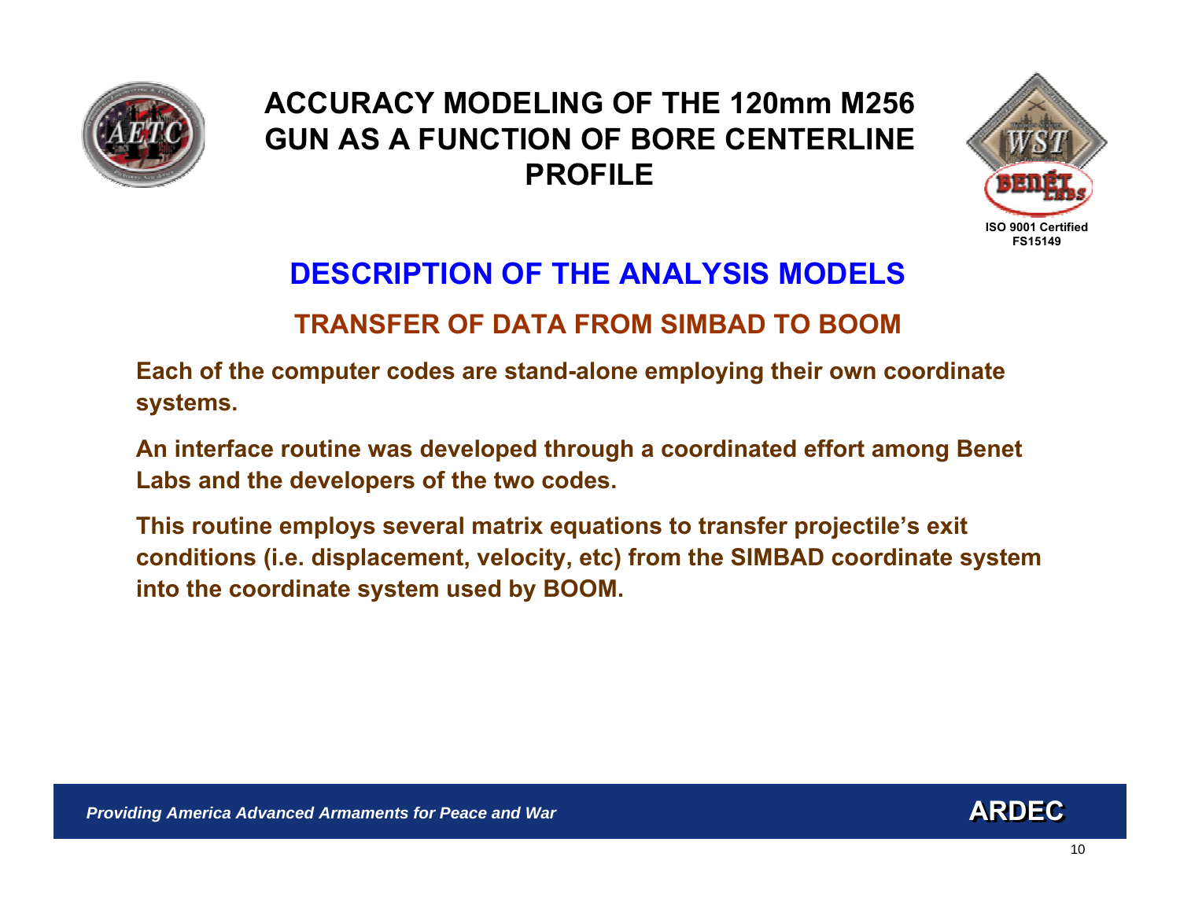# ACCURACY MODELING OF THE 120mm M256 GUN AS A FUNCTION OF BORE CENTERLINE PROFILE

## DESCRIPTION OF THE ANALYSIS MODELS

### TRANSFER OF DATA FROM SIMBAD TO BOOM

**Each of the computer codes are stand-alone employing their own coordinate systems.**

**An interface routine was developed through a coordinated effort among Benet Labs and the developers of the two codes.**

**This routine employs several matrix equations to transfer projectile's exit conditions (i.e. displacement, velocity, etc) from the SIMBAD coordinate system into the coordinate system used by BOOM.**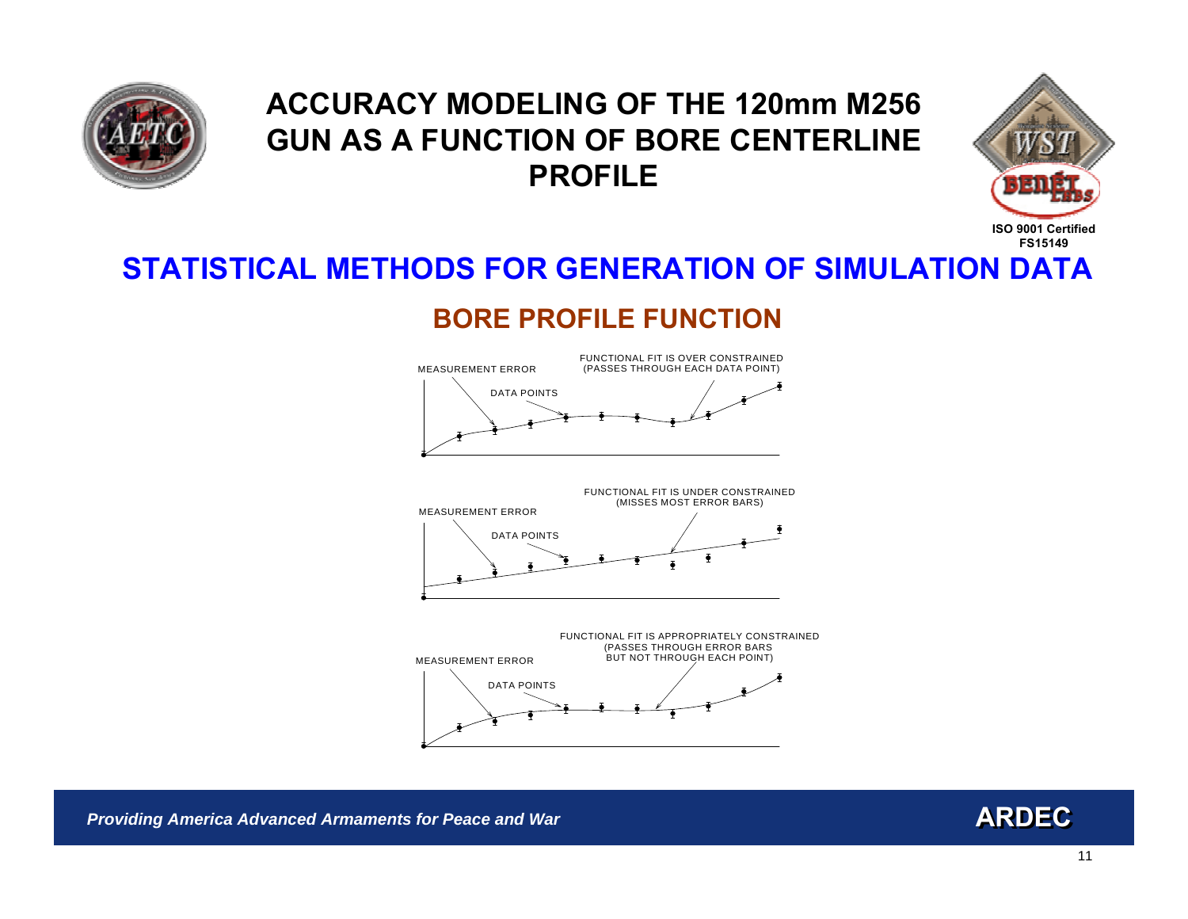# ACCURACY MODELING OF THE 120mm M256 GUN AS A FUNCTION OF BORE CENTERLINE PROFILE

ISO 9001 Certified
FS15149

## STATISTICAL METHODS FOR GENERATION OF SIMULATION DATA

### BORE PROFILE FUNCTION

MEASUREMENT ERROR

DATA POINTS

FUNCTIONAL FIT IS OVER CONSTRAINED (PASSES THROUGH EACH DATA POINT)

MEASUREMENT ERROR

DATA POINTS

FUNCTIONAL FIT IS UNDER CONSTRAINED (MISSES MOST ERROR BARS)

MEASUREMENT ERROR

DATA POINTS

FUNCTIONAL FIT IS APPROPRIATELY CONSTRAINED (PASSES THROUGH ERROR BARS BUT NOT THROUGH EACH POINT)

*Providing America Advanced Armaments for Peace and War*

**ARDEC**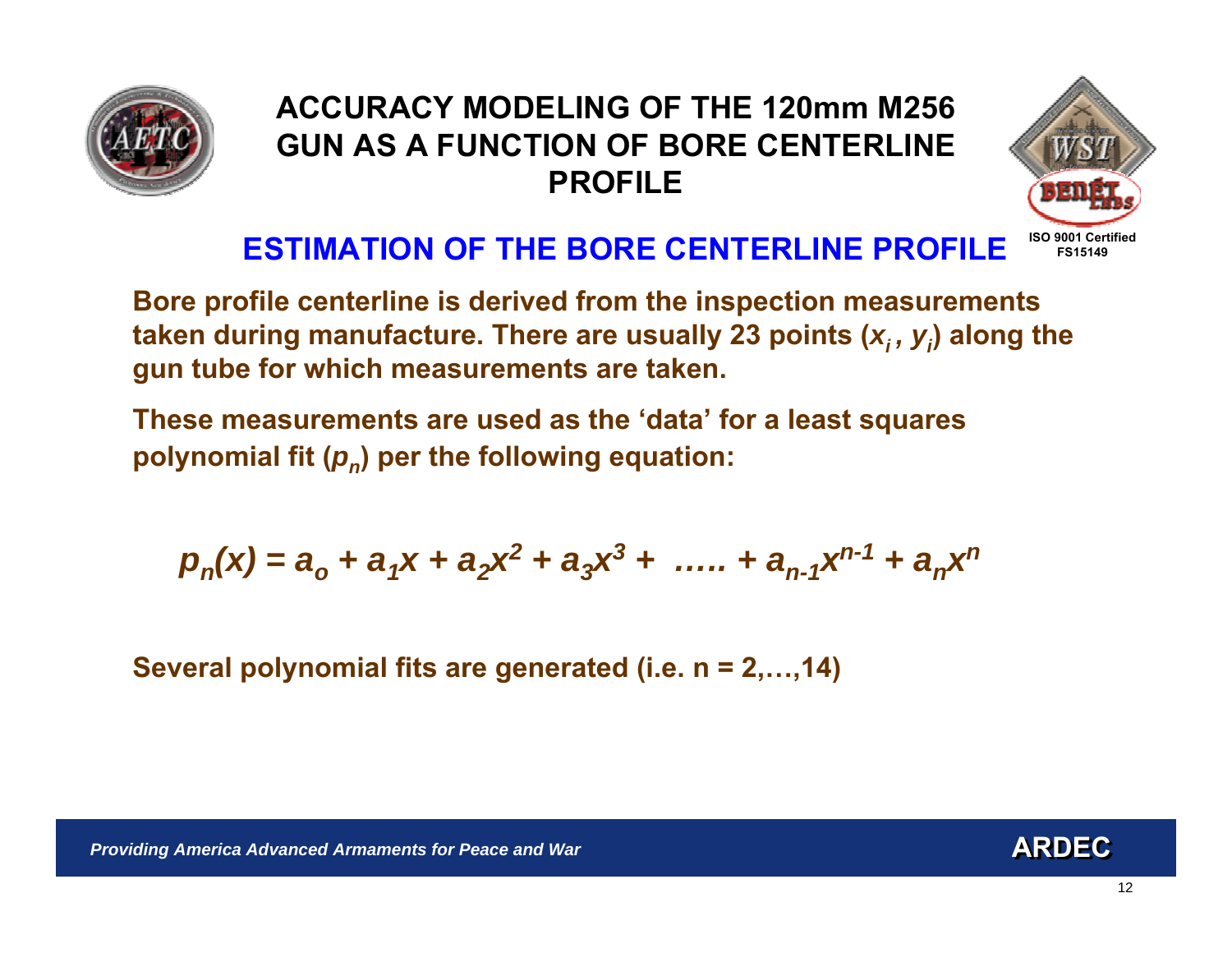# ACCURACY MODELING OF THE 120mm M256 GUN AS A FUNCTION OF BORE CENTERLINE PROFILE

## ESTIMATION OF THE BORE CENTERLINE PROFILE

**Bore profile centerline is derived from the inspection measurements taken during manufacture. There are usually 23 points ($x_i$, $y_i$) along the gun tube for which measurements are taken.**

**These measurements are used as the 'data' for a least squares polynomial fit ($p_n$) per the following equation:**

$$p_n(x) = a_o + a_1x + a_2x^2 + a_3x^3 + \ldots\ldots + a_{n-1}x^{n-1} + a_nx^n$$

**Several polynomial fits are generated (i.e. n = 2,…,14)**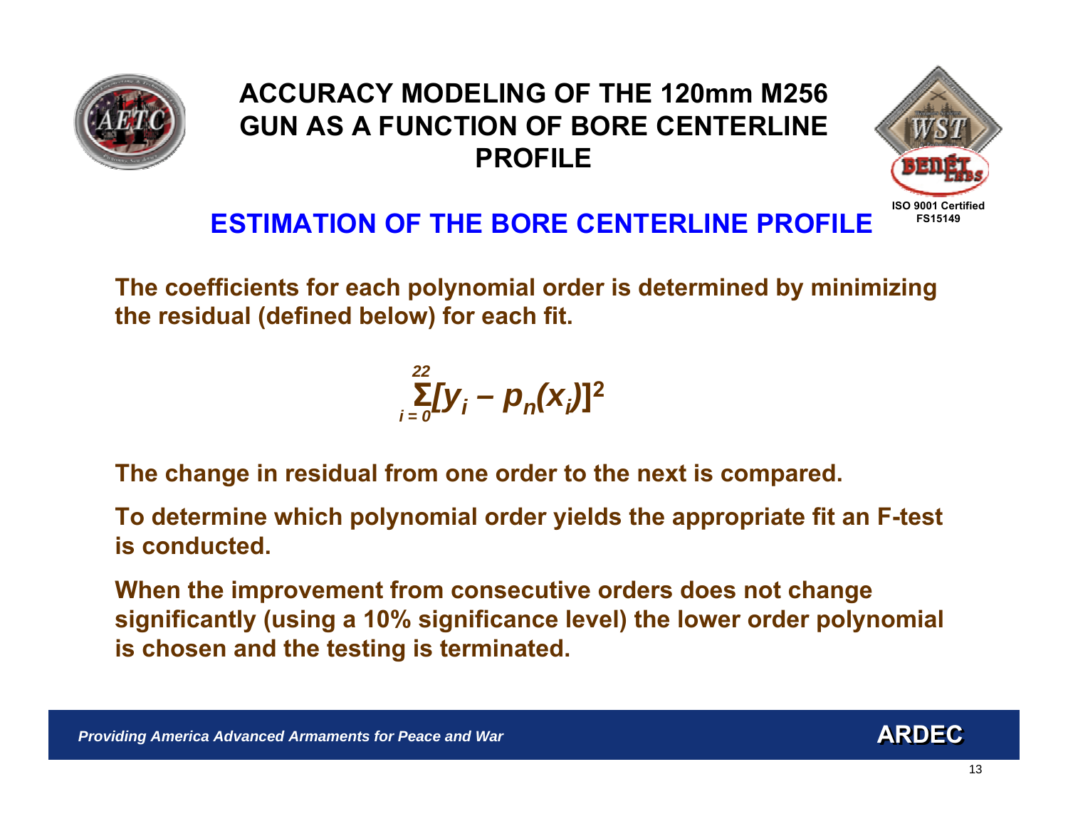# ACCURACY MODELING OF THE 120mm M256 GUN AS A FUNCTION OF BORE CENTERLINE PROFILE

ISO 9001 Certified
FS15149

## ESTIMATION OF THE BORE CENTERLINE PROFILE

**The coefficients for each polynomial order is determined by minimizing the residual (defined below) for each fit.**

$$\sum_{i=0}^{22}[y_i - p_n(x_i)]^2$$

**The change in residual from one order to the next is compared.**

**To determine which polynomial order yields the appropriate fit an F-test is conducted.**

**When the improvement from consecutive orders does not change significantly (using a 10% significance level) the lower order polynomial is chosen and the testing is terminated.**

*Providing America Advanced Armaments for Peace and War*

**ARDEC**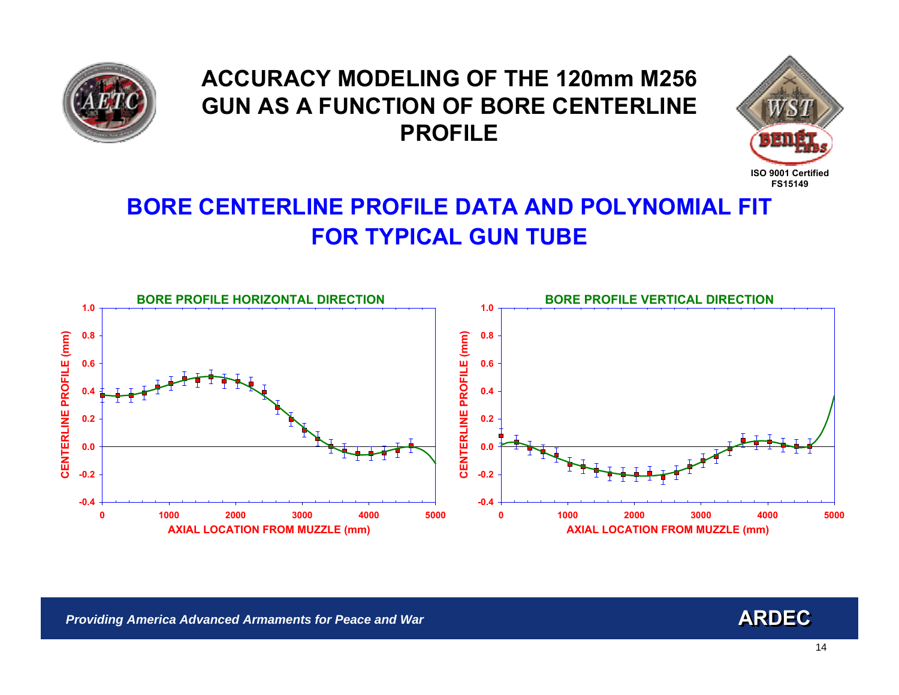# ACCURACY MODELING OF THE 120mm M256 GUN AS A FUNCTION OF BORE CENTERLINE PROFILE

ISO 9001 Certified
FS15149

## BORE CENTERLINE PROFILE DATA AND POLYNOMIAL FIT FOR TYPICAL GUN TUBE

**BORE PROFILE HORIZONTAL DIRECTION**

CENTERLINE PROFILE (mm)

AXIAL LOCATION FROM MUZZLE (mm)

**BORE PROFILE VERTICAL DIRECTION**

CENTERLINE PROFILE (mm)

AXIAL LOCATION FROM MUZZLE (mm)

*Providing America Advanced Armaments for Peace and War*

**ARDEC**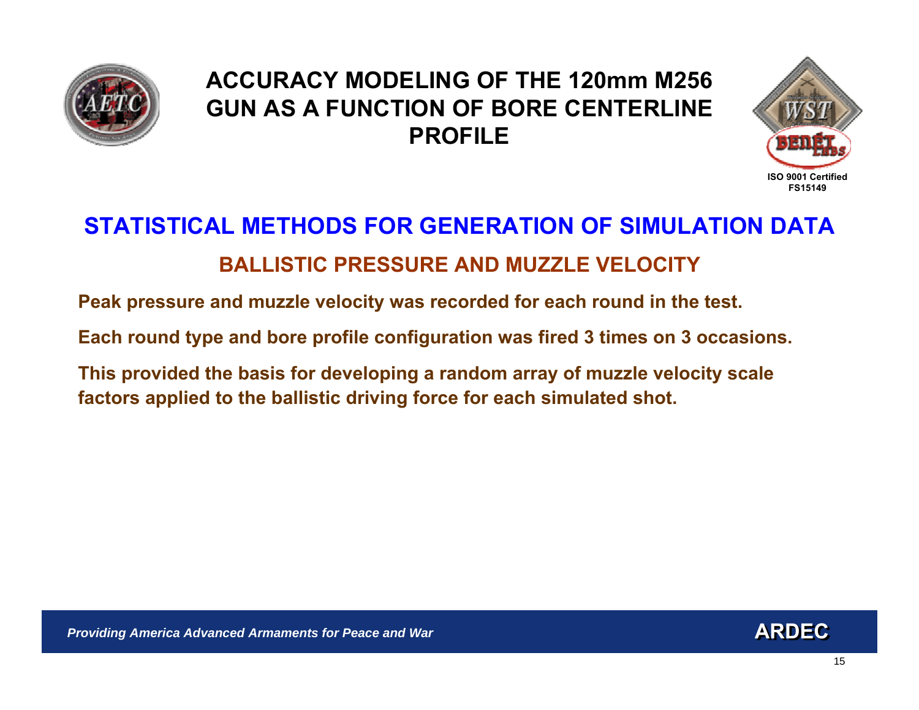# ACCURACY MODELING OF THE 120mm M256 GUN AS A FUNCTION OF BORE CENTERLINE PROFILE

## STATISTICAL METHODS FOR GENERATION OF SIMULATION DATA

### BALLISTIC PRESSURE AND MUZZLE VELOCITY

**Peak pressure and muzzle velocity was recorded for each round in the test.**

**Each round type and bore profile configuration was fired 3 times on 3 occasions.**

**This provided the basis for developing a random array of muzzle velocity scale factors applied to the ballistic driving force for each simulated shot.**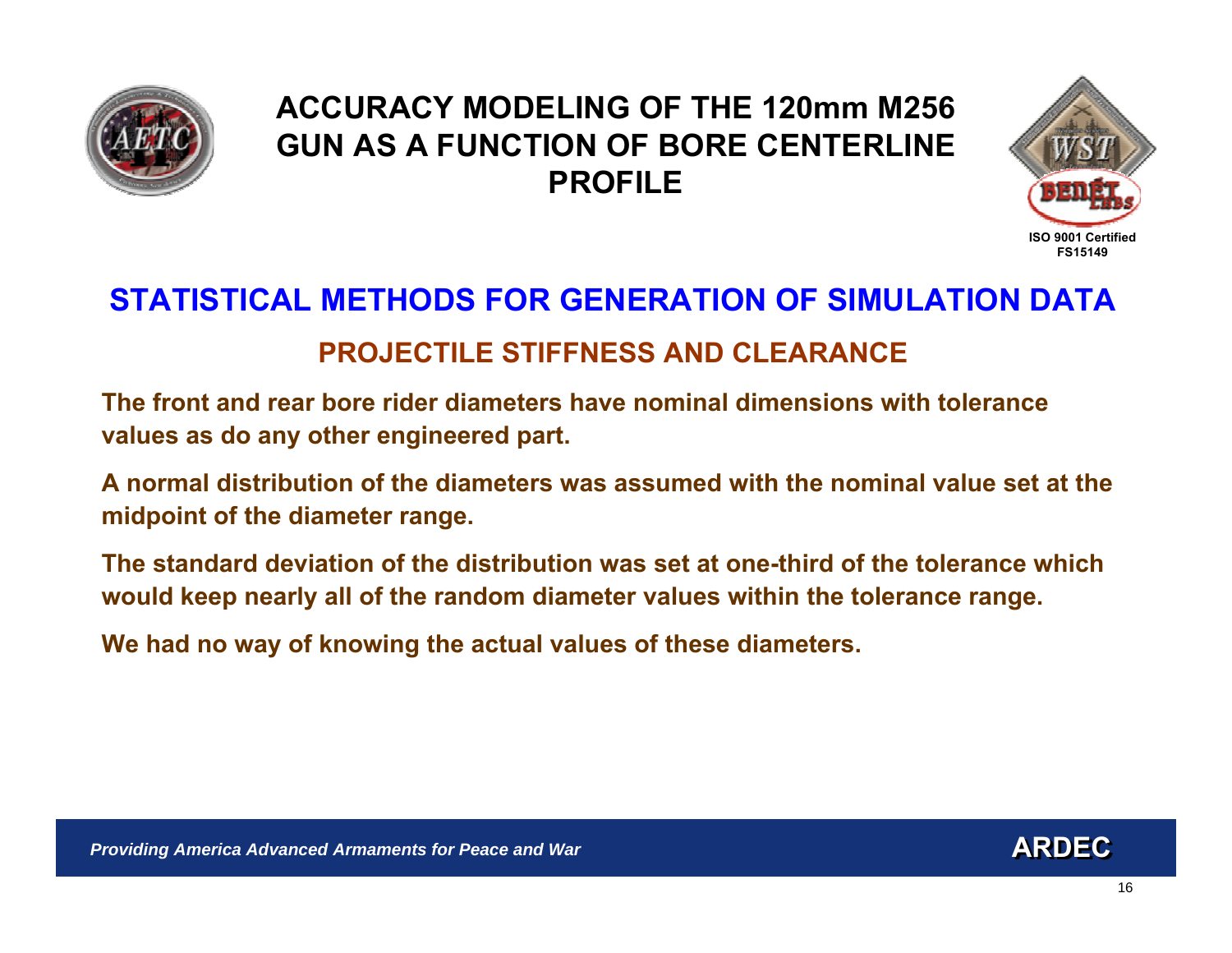# ACCURACY MODELING OF THE 120mm M256 GUN AS A FUNCTION OF BORE CENTERLINE PROFILE

ISO 9001 Certified
FS15149

## STATISTICAL METHODS FOR GENERATION OF SIMULATION DATA

### PROJECTILE STIFFNESS AND CLEARANCE

The front and rear bore rider diameters have nominal dimensions with tolerance values as do any other engineered part.

A normal distribution of the diameters was assumed with the nominal value set at the midpoint of the diameter range.

The standard deviation of the distribution was set at one-third of the tolerance which would keep nearly all of the random diameter values within the tolerance range.

We had no way of knowing the actual values of these diameters.

*Providing America Advanced Armaments for Peace and War*

ARDEC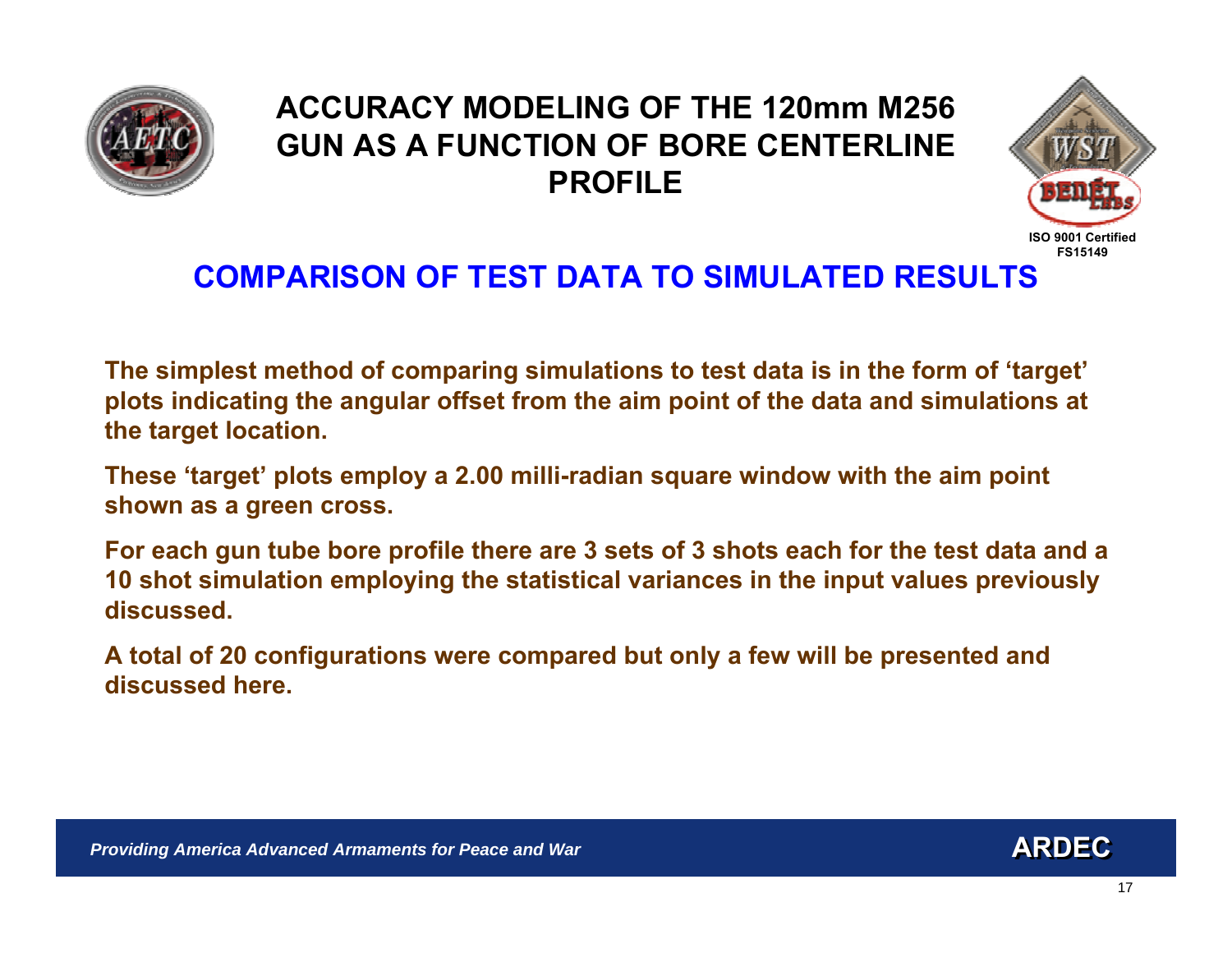# ACCURACY MODELING OF THE 120mm M256 GUN AS A FUNCTION OF BORE CENTERLINE PROFILE

## COMPARISON OF TEST DATA TO SIMULATED RESULTS

The simplest method of comparing simulations to test data is in the form of 'target' plots indicating the angular offset from the aim point of the data and simulations at the target location.

These 'target' plots employ a 2.00 milli-radian square window with the aim point shown as a green cross.

For each gun tube bore profile there are 3 sets of 3 shots each for the test data and a 10 shot simulation employing the statistical variances in the input values previously discussed.

A total of 20 configurations were compared but only a few will be presented and discussed here.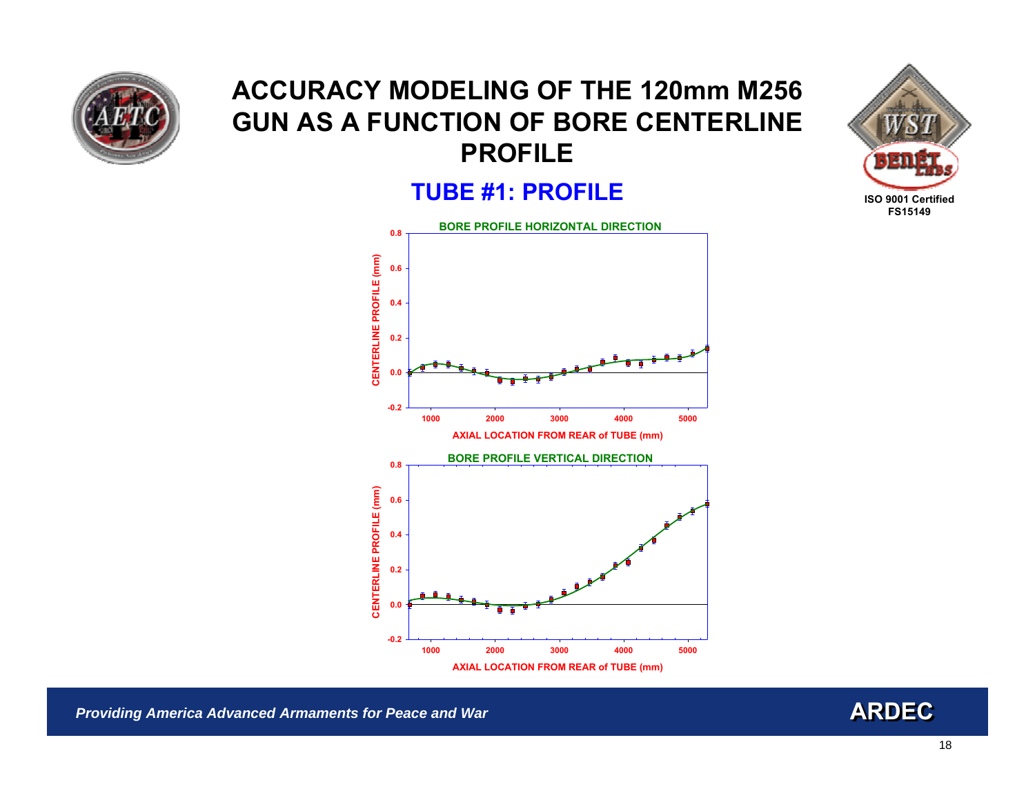# ACCURACY MODELING OF THE 120mm M256 GUN AS A FUNCTION OF BORE CENTERLINE PROFILE

ISO 9001 Certified
FS15149

## TUBE #1: PROFILE

**BORE PROFILE HORIZONTAL DIRECTION**

CENTERLINE PROFILE (mm)

AXIAL LOCATION FROM REAR of TUBE (mm)

**BORE PROFILE VERTICAL DIRECTION**

CENTERLINE PROFILE (mm)

AXIAL LOCATION FROM REAR of TUBE (mm)

*Providing America Advanced Armaments for Peace and War*

**ARDEC**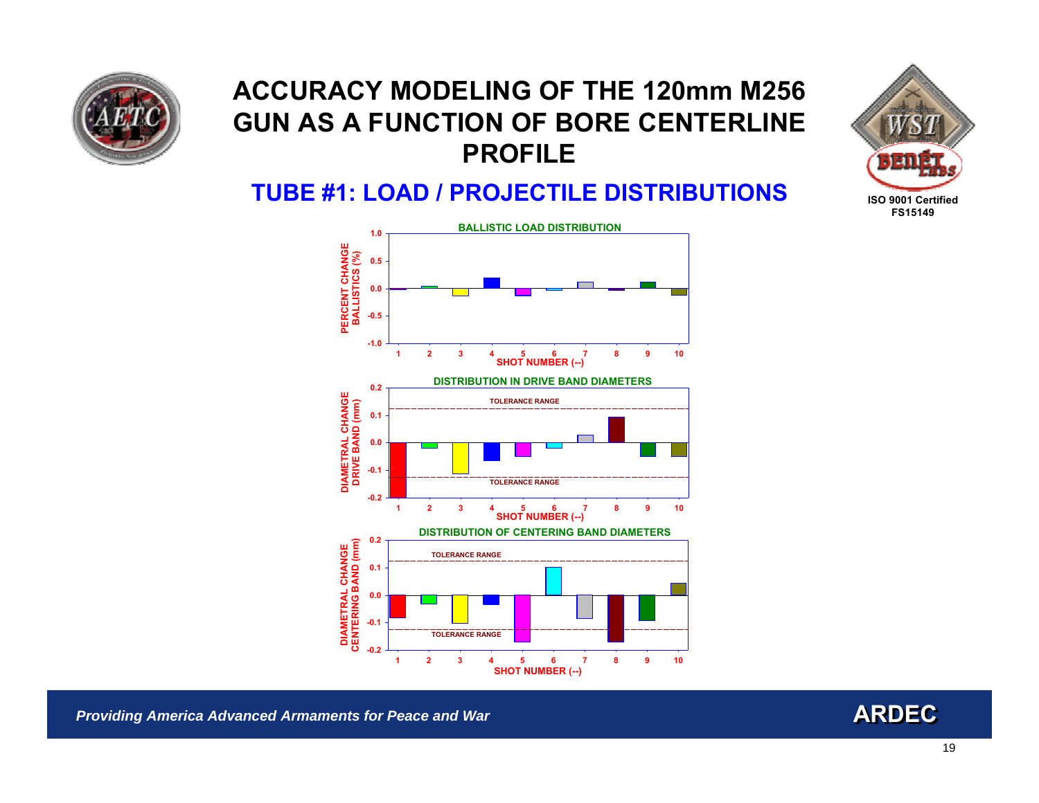# ACCURACY MODELING OF THE 120mm M256 GUN AS A FUNCTION OF BORE CENTERLINE PROFILE

## TUBE #1: LOAD / PROJECTILE DISTRIBUTIONS

ISO 9001 Certified
FS15149

**BALLISTIC LOAD DISTRIBUTION**

PERCENT CHANGE BALLISTICS (%)

SHOT NUMBER (--)

**DISTRIBUTION IN DRIVE BAND DIAMETERS**

DIAMETRAL CHANGE DRIVE BAND (mm)

TOLERANCE RANGE

SHOT NUMBER (--)

**DISTRIBUTION OF CENTERING BAND DIAMETERS**

DIAMETRAL CHANGE CENTERING BAND (mm)

TOLERANCE RANGE

SHOT NUMBER (--)

*Providing America Advanced Armaments for Peace and War*

**ARDEC**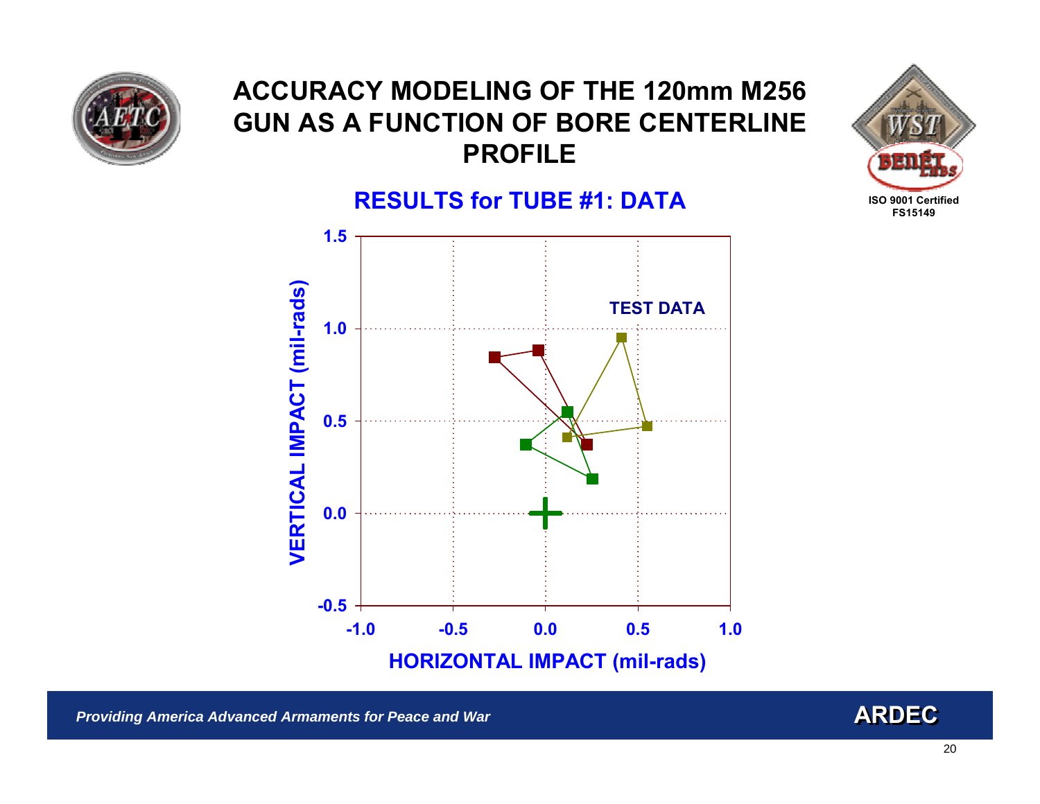# ACCURACY MODELING OF THE 120mm M256 GUN AS A FUNCTION OF BORE CENTERLINE PROFILE

ISO 9001 Certified
FS15149

## RESULTS for TUBE #1: DATA

TEST DATA

VERTICAL IMPACT (mil-rads)

HORIZONTAL IMPACT (mil-rads)

*Providing America Advanced Armaments for Peace and War*

ARDEC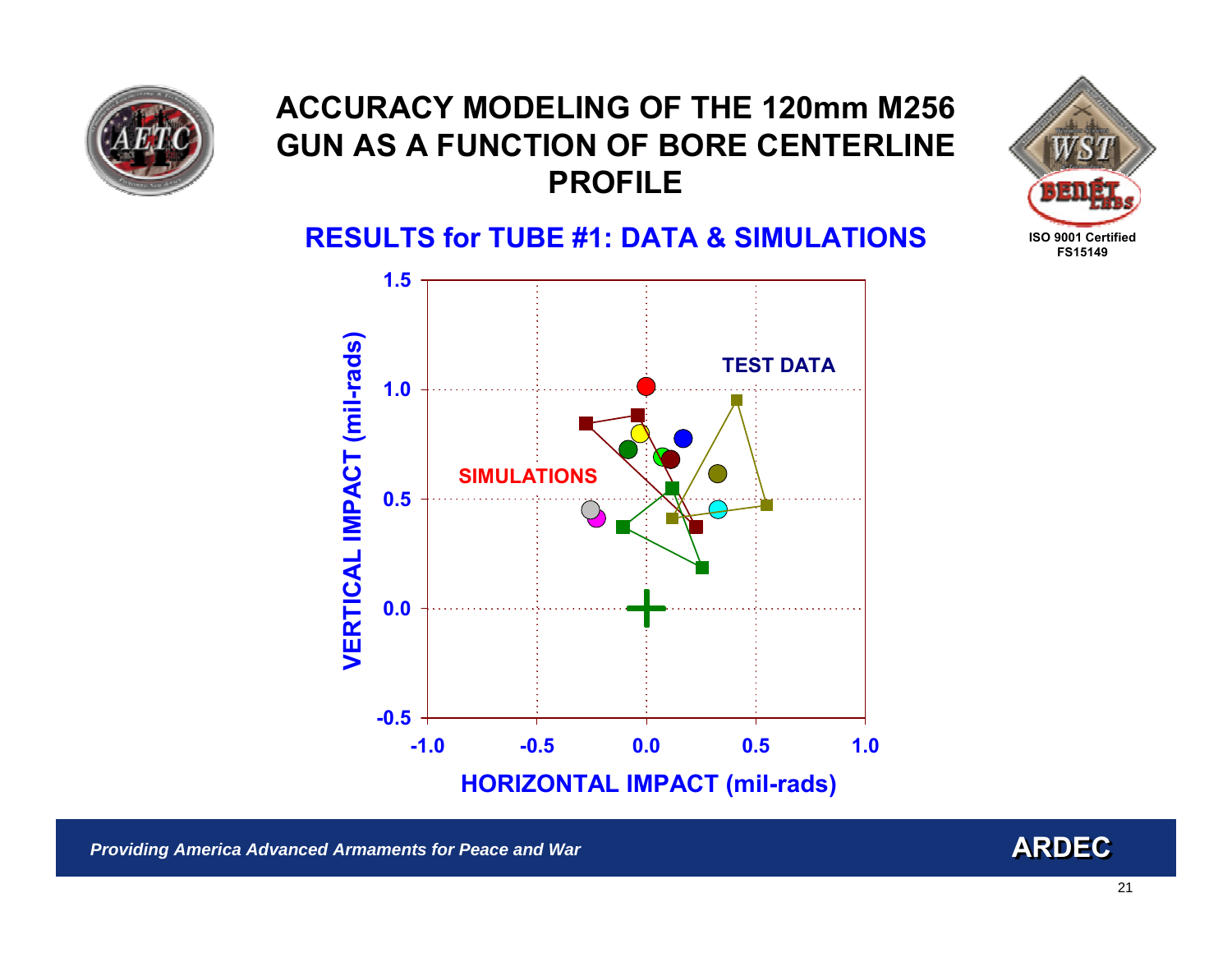# ACCURACY MODELING OF THE 120mm M256 GUN AS A FUNCTION OF BORE CENTERLINE PROFILE

## RESULTS for TUBE #1: DATA & SIMULATIONS

ISO 9001 Certified
FS15149

TEST DATA

SIMULATIONS

VERTICAL IMPACT (mil-rads)

HORIZONTAL IMPACT (mil-rads)

*Providing America Advanced Armaments for Peace and War*

**ARDEC**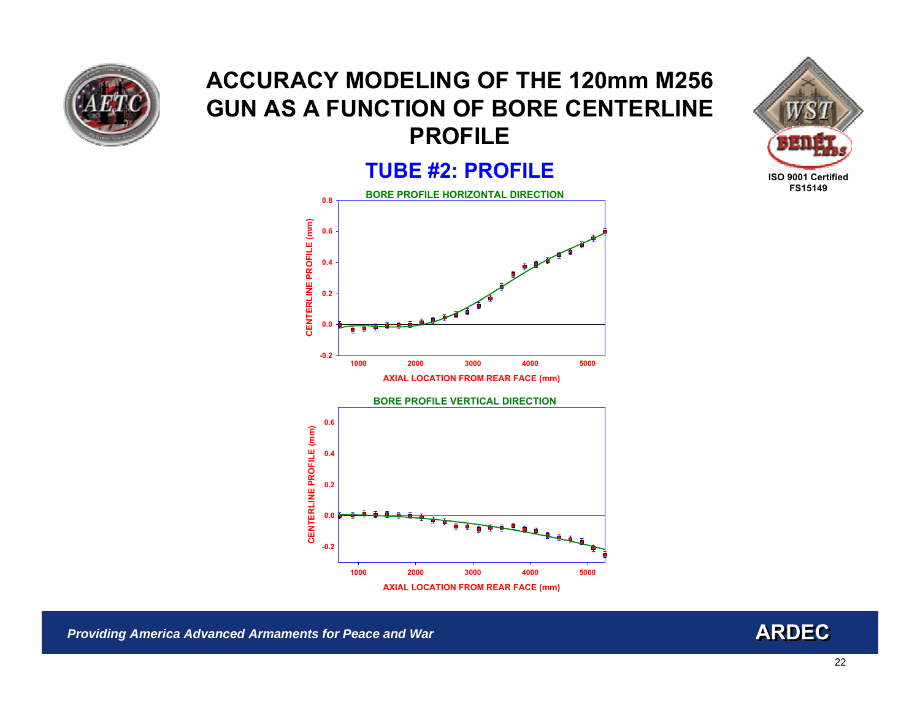# ACCURACY MODELING OF THE 120mm M256 GUN AS A FUNCTION OF BORE CENTERLINE PROFILE

ISO 9001 Certified
FS15149

## TUBE #2: PROFILE

**BORE PROFILE HORIZONTAL DIRECTION**

CENTERLINE PROFILE (mm)

AXIAL LOCATION FROM REAR FACE (mm)

**BORE PROFILE VERTICAL DIRECTION**

CENTERLINE PROFILE (mm)

AXIAL LOCATION FROM REAR FACE (mm)

*Providing America Advanced Armaments for Peace and War*

**ARDEC**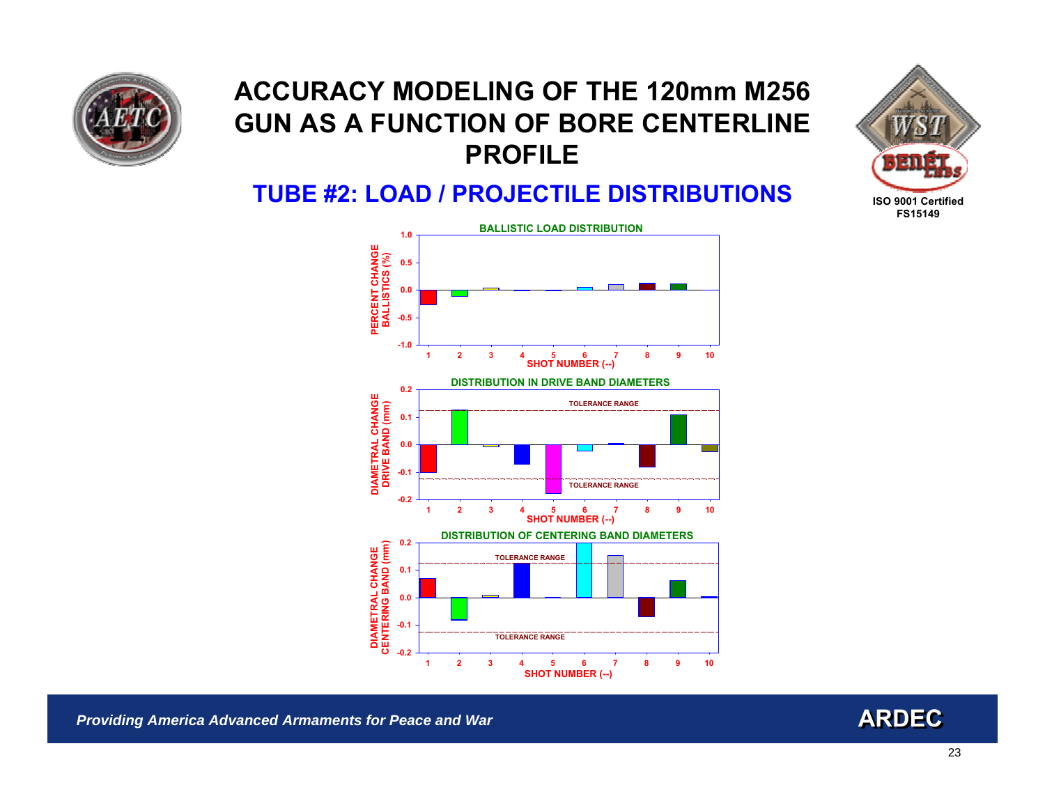# ACCURACY MODELING OF THE 120mm M256 GUN AS A FUNCTION OF BORE CENTERLINE PROFILE

## TUBE #2: LOAD / PROJECTILE DISTRIBUTIONS

ISO 9001 Certified
FS15149

**BALLISTIC LOAD DISTRIBUTION**

PERCENT CHANGE BALLISTICS (%) vs. SHOT NUMBER (--)

**DISTRIBUTION IN DRIVE BAND DIAMETERS**

DIAMETRAL CHANGE DRIVE BAND (mm) vs. SHOT NUMBER (--)

TOLERANCE RANGE

**DISTRIBUTION OF CENTERING BAND DIAMETERS**

DIAMETRAL CHANGE CENTERING BAND (mm) vs. SHOT NUMBER (--)

TOLERANCE RANGE

*Providing America Advanced Armaments for Peace and War*

**ARDEC**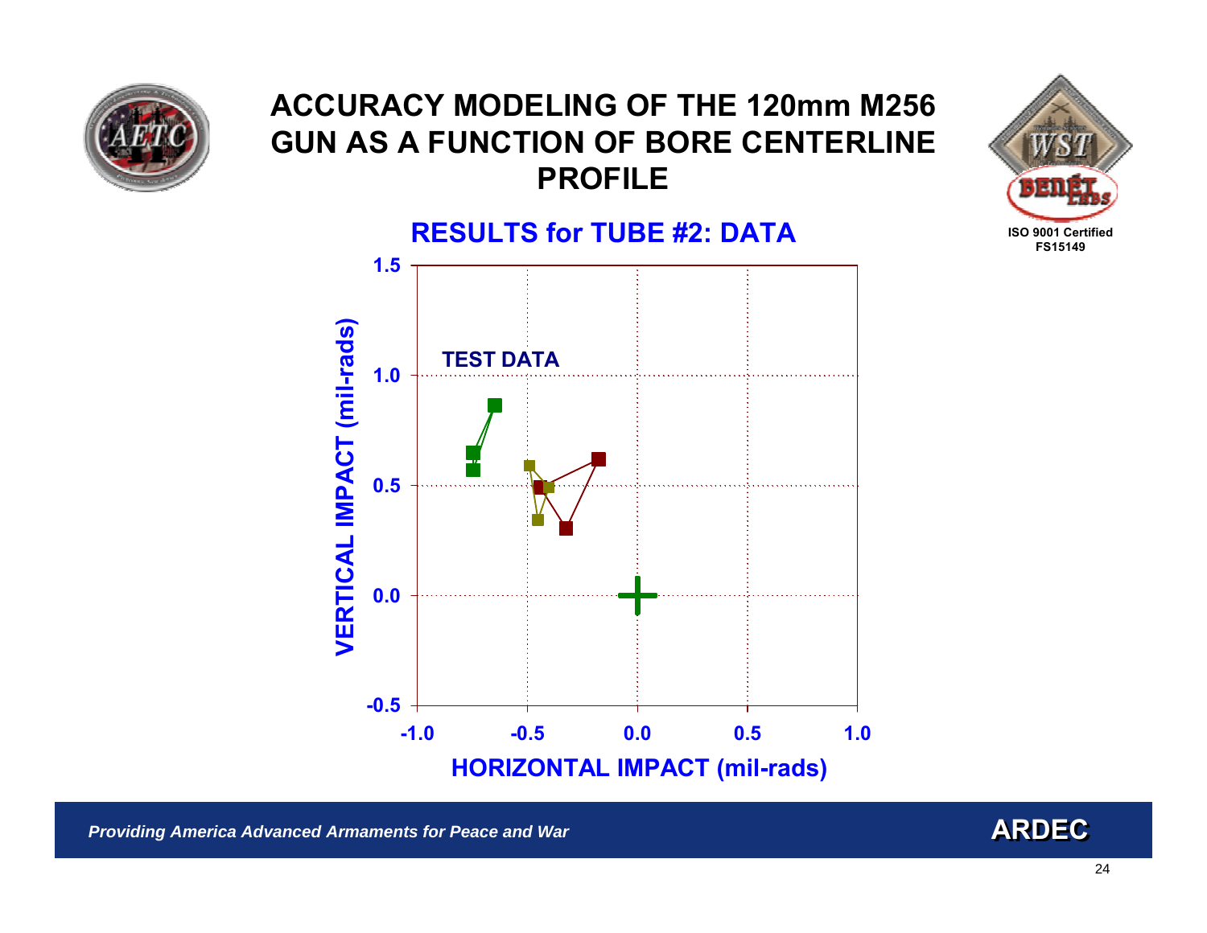# ACCURACY MODELING OF THE 120mm M256 GUN AS A FUNCTION OF BORE CENTERLINE PROFILE

## RESULTS for TUBE #2: DATA

ISO 9001 Certified
FS15149

TEST DATA

VERTICAL IMPACT (mil-rads)

HORIZONTAL IMPACT (mil-rads)

*Providing America Advanced Armaments for Peace and War*

**ARDEC**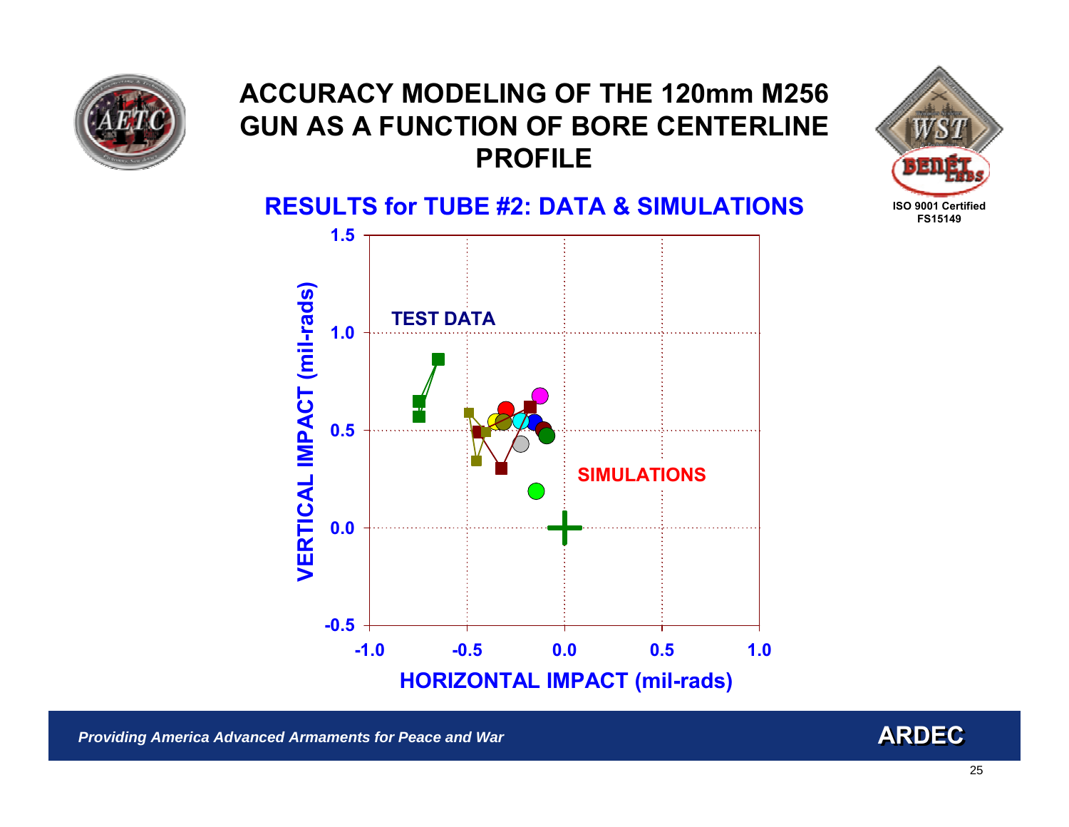# ACCURACY MODELING OF THE 120mm M256 GUN AS A FUNCTION OF BORE CENTERLINE PROFILE

## RESULTS for TUBE #2: DATA & SIMULATIONS

TEST DATA

SIMULATIONS

VERTICAL IMPACT (mil-rads)

HORIZONTAL IMPACT (mil-rads)

*Providing America Advanced Armaments for Peace and War*

ARDEC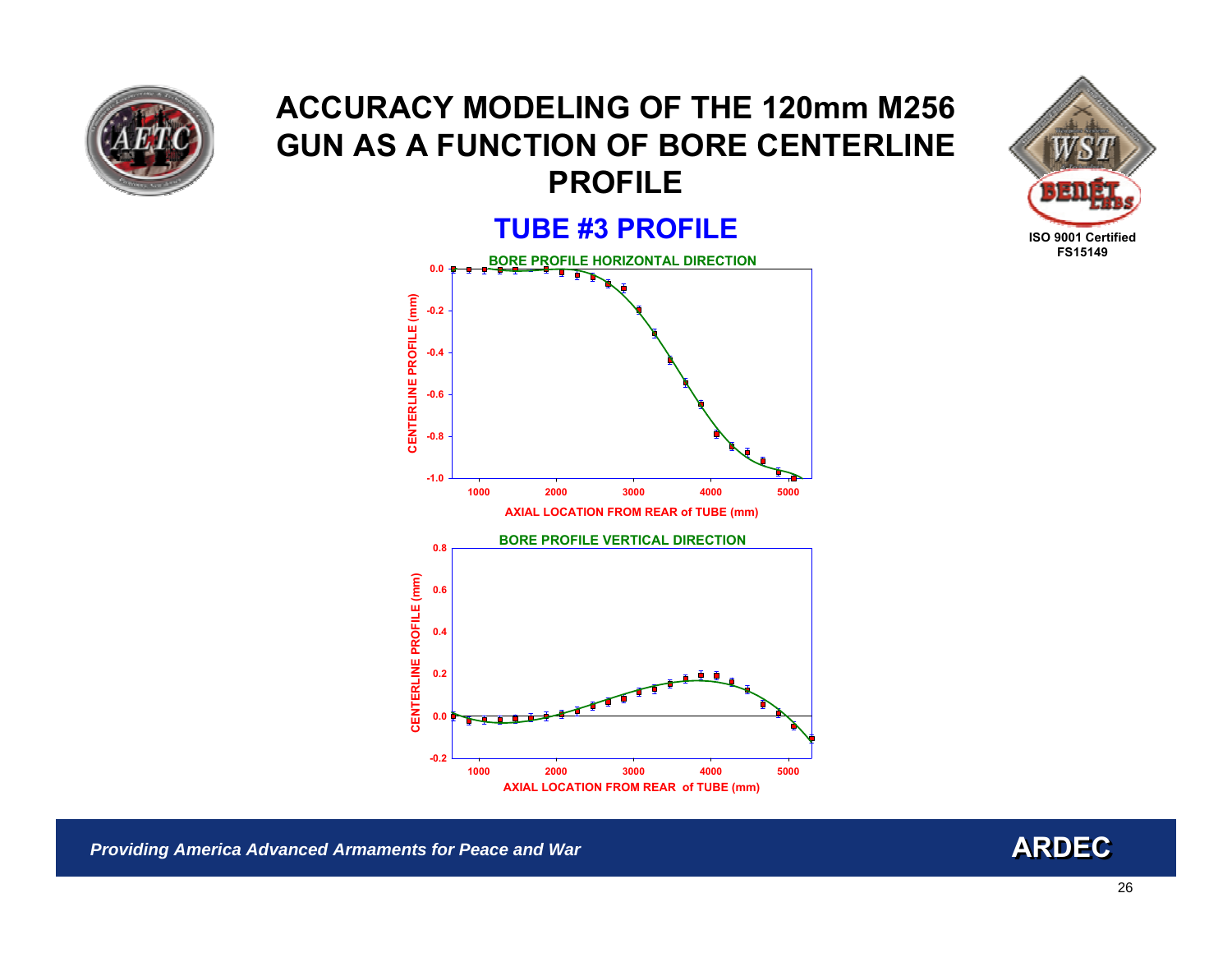# ACCURACY MODELING OF THE 120mm M256 GUN AS A FUNCTION OF BORE CENTERLINE PROFILE

ISO 9001 Certified
FS15149

## TUBE #3 PROFILE

**BORE PROFILE HORIZONTAL DIRECTION**

CENTERLINE PROFILE (mm)

AXIAL LOCATION FROM REAR of TUBE (mm)

**BORE PROFILE VERTICAL DIRECTION**

CENTERLINE PROFILE (mm)

AXIAL LOCATION FROM REAR of TUBE (mm)

*Providing America Advanced Armaments for Peace and War*

**ARDEC**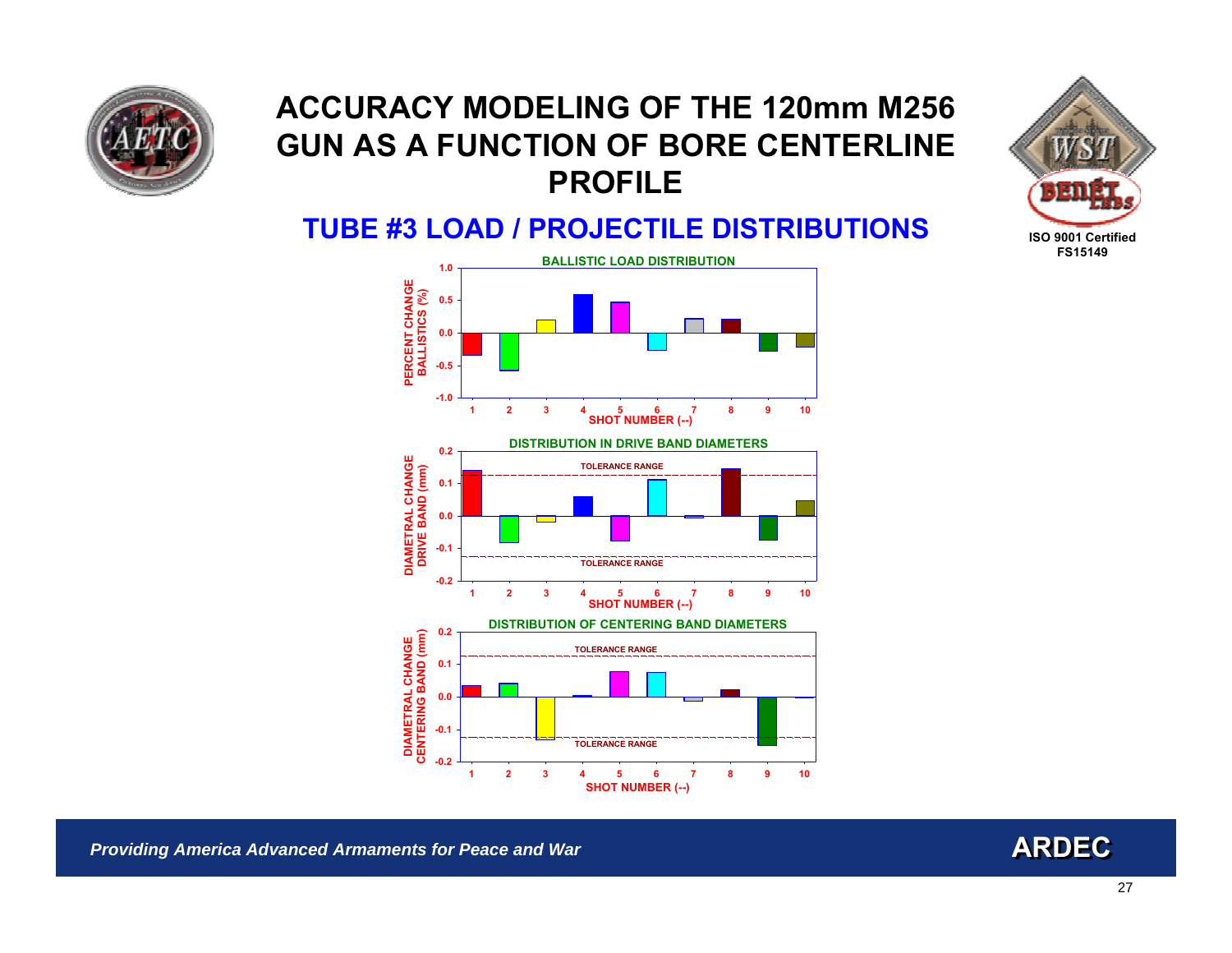# ACCURACY MODELING OF THE 120mm M256 GUN AS A FUNCTION OF BORE CENTERLINE PROFILE

## TUBE #3 LOAD / PROJECTILE DISTRIBUTIONS

ISO 9001 Certified
FS15149

**BALLISTIC LOAD DISTRIBUTION**

PERCENT CHANGE BALLISTICS (%)

SHOT NUMBER (--)

**DISTRIBUTION IN DRIVE BAND DIAMETERS**

DIAMETRAL CHANGE DRIVE BAND (mm)

TOLERANCE RANGE

SHOT NUMBER (--)

**DISTRIBUTION OF CENTERING BAND DIAMETERS**

DIAMETRAL CHANGE CENTERING BAND (mm)

TOLERANCE RANGE

SHOT NUMBER (--)

*Providing America Advanced Armaments for Peace and War*

ARDEC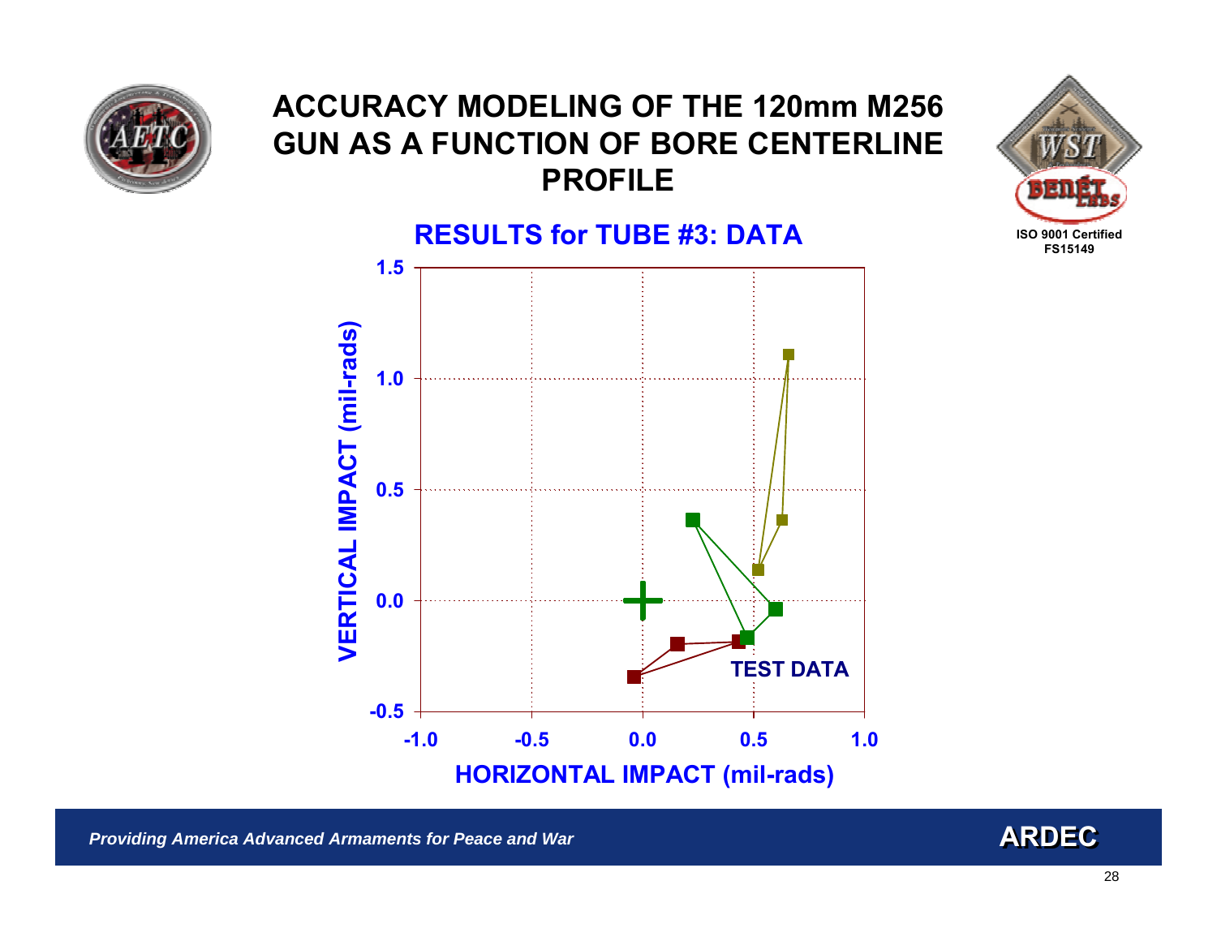# ACCURACY MODELING OF THE 120mm M256 GUN AS A FUNCTION OF BORE CENTERLINE PROFILE

ISO 9001 Certified
FS15149

## RESULTS for TUBE #3: DATA

VERTICAL IMPACT (mil-rads)

1.5
1.0
0.5
0.0
-0.5

TEST DATA

-1.0 -0.5 0.0 0.5 1.0

HORIZONTAL IMPACT (mil-rads)

*Providing America Advanced Armaments for Peace and War*

**ARDEC**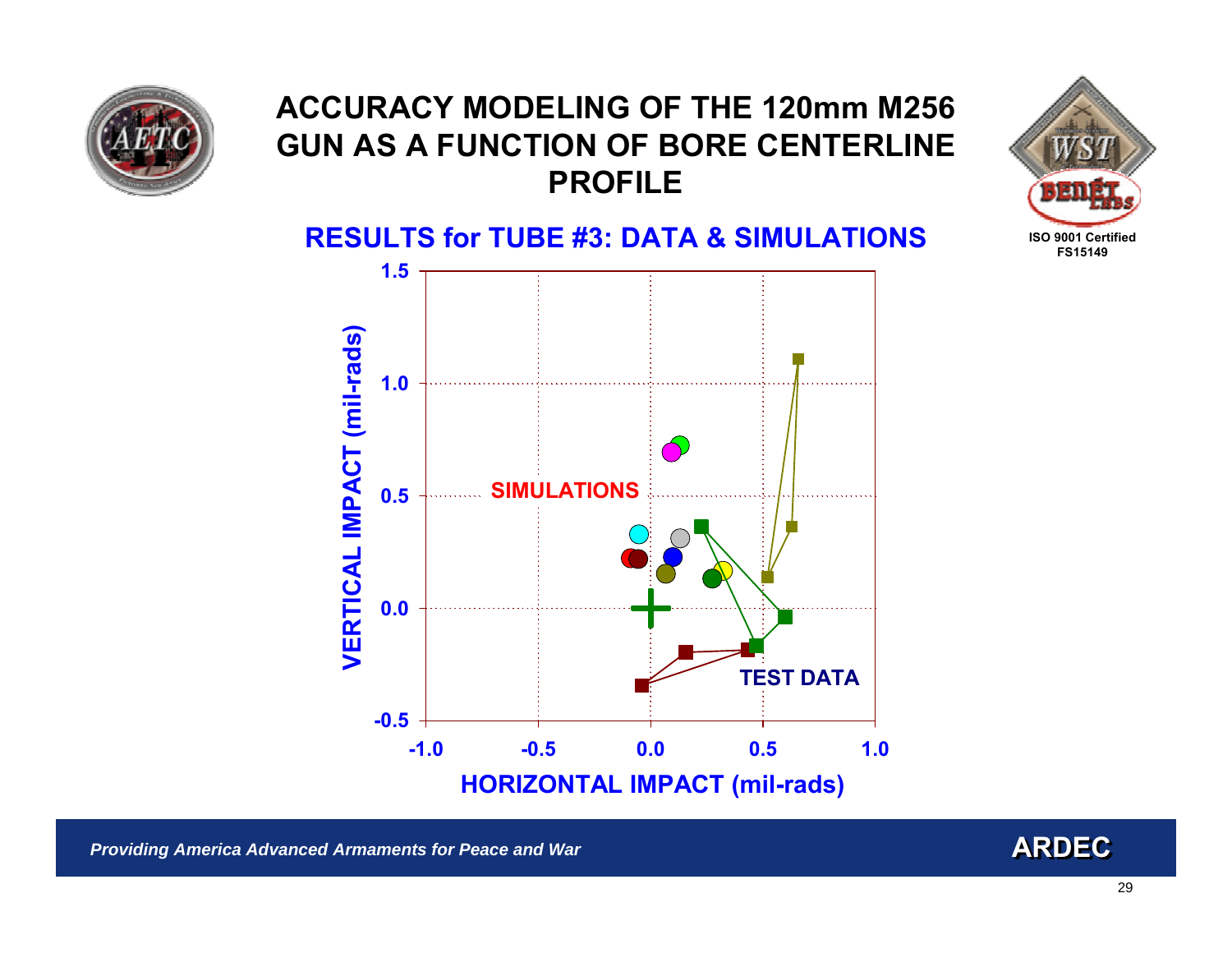# ACCURACY MODELING OF THE 120mm M256 GUN AS A FUNCTION OF BORE CENTERLINE PROFILE

## RESULTS for TUBE #3: DATA & SIMULATIONS

SIMULATIONS

TEST DATA

VERTICAL IMPACT (mil-rads)

HORIZONTAL IMPACT (mil-rads)

*Providing America Advanced Armaments for Peace and War*

**ARDEC**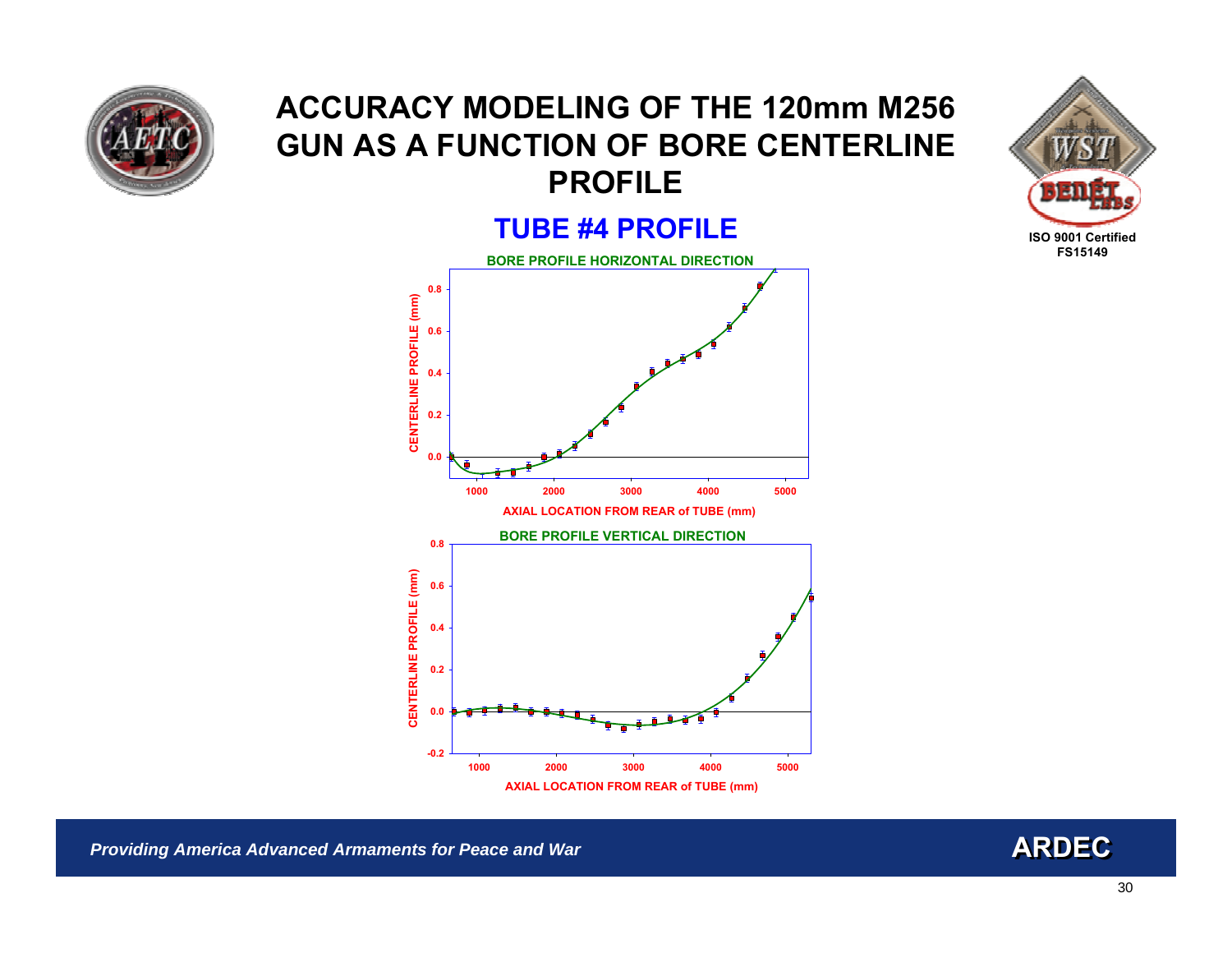# ACCURACY MODELING OF THE 120mm M256 GUN AS A FUNCTION OF BORE CENTERLINE PROFILE

## TUBE #4 PROFILE

**BORE PROFILE HORIZONTAL DIRECTION**

CENTERLINE PROFILE (mm)

AXIAL LOCATION FROM REAR of TUBE (mm)

**BORE PROFILE VERTICAL DIRECTION**

CENTERLINE PROFILE (mm)

AXIAL LOCATION FROM REAR of TUBE (mm)

ISO 9001 Certified
FS15149

*Providing America Advanced Armaments for Peace and War*

**ARDEC**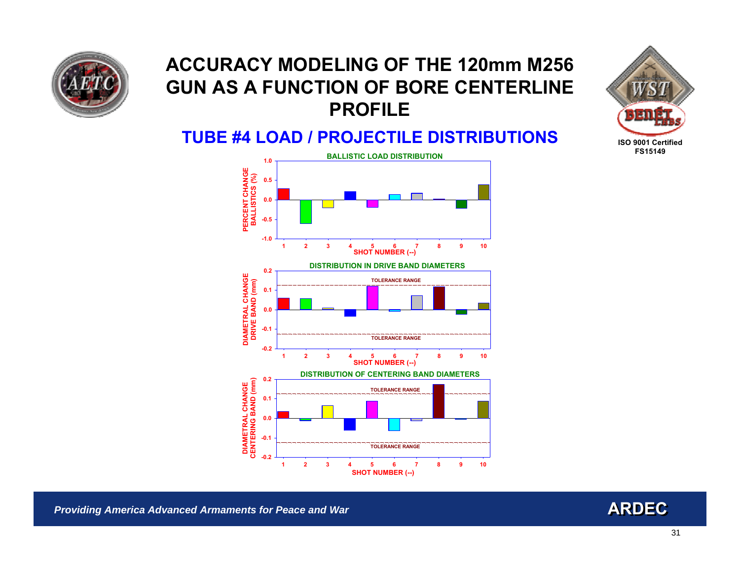# ACCURACY MODELING OF THE 120mm M256 GUN AS A FUNCTION OF BORE CENTERLINE PROFILE

ISO 9001 Certified
FS15149

## TUBE #4 LOAD / PROJECTILE DISTRIBUTIONS

**BALLISTIC LOAD DISTRIBUTION**

PERCENT CHANGE BALLISTICS (%)

SHOT NUMBER (--)

**DISTRIBUTION IN DRIVE BAND DIAMETERS**

DIAMETRAL CHANGE DRIVE BAND (mm)

TOLERANCE RANGE

SHOT NUMBER (--)

**DISTRIBUTION OF CENTERING BAND DIAMETERS**

DIAMETRAL CHANGE CENTERING BAND (mm)

TOLERANCE RANGE

SHOT NUMBER (--)

*Providing America Advanced Armaments for Peace and War*

**ARDEC**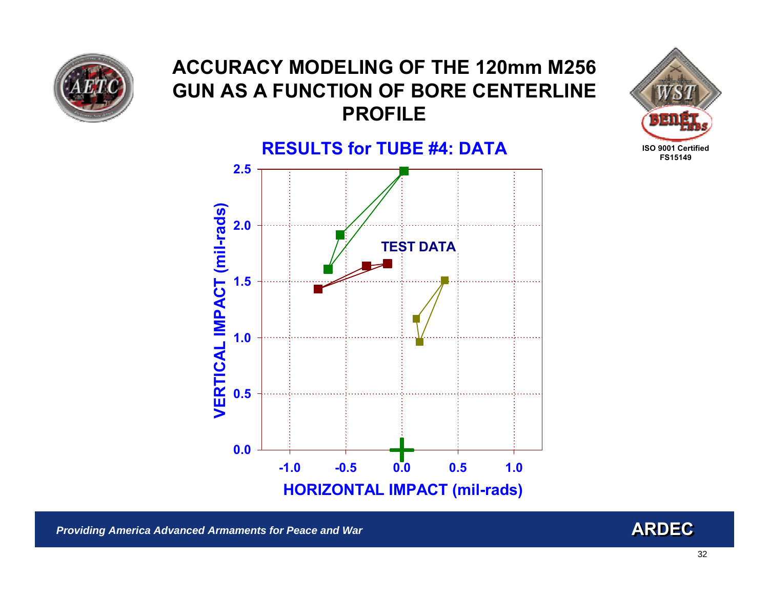# ACCURACY MODELING OF THE 120mm M256 GUN AS A FUNCTION OF BORE CENTERLINE PROFILE

ISO 9001 Certified
FS15149

## RESULTS for TUBE #4: DATA

TEST DATA

VERTICAL IMPACT (mil-rads)

HORIZONTAL IMPACT (mil-rads)

*Providing America Advanced Armaments for Peace and War*

**ARDEC**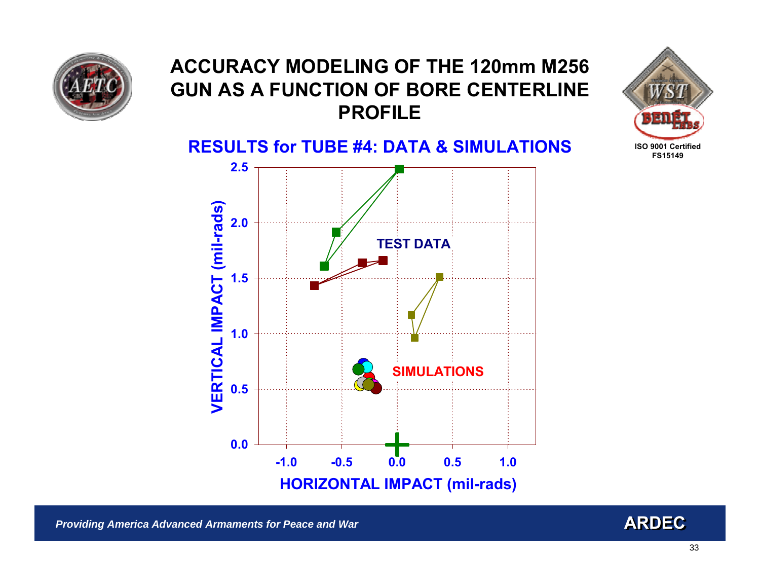# ACCURACY MODELING OF THE 120mm M256 GUN AS A FUNCTION OF BORE CENTERLINE PROFILE

## RESULTS for TUBE #4: DATA & SIMULATIONS

TEST DATA

SIMULATIONS

VERTICAL IMPACT (mil-rads)

HORIZONTAL IMPACT (mil-rads)

*Providing America Advanced Armaments for Peace and War*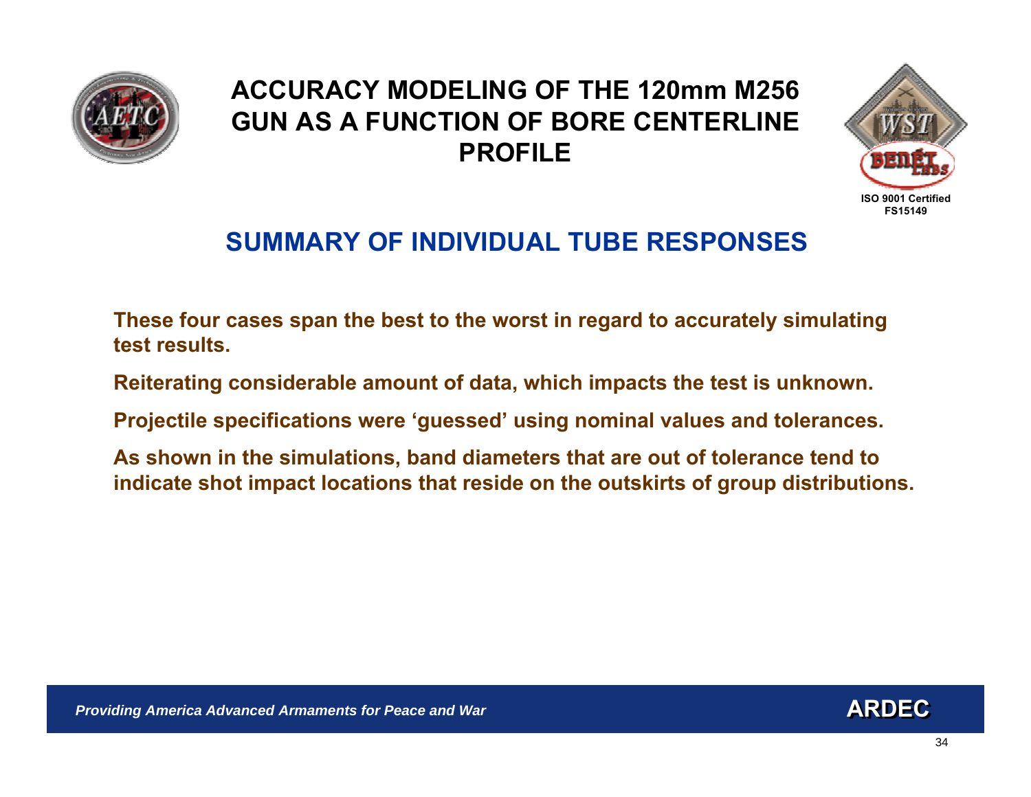# ACCURACY MODELING OF THE 120mm M256 GUN AS A FUNCTION OF BORE CENTERLINE PROFILE

ISO 9001 Certified
FS15149

## SUMMARY OF INDIVIDUAL TUBE RESPONSES

These four cases span the best to the worst in regard to accurately simulating test results.

Reiterating considerable amount of data, which impacts the test is unknown.

Projectile specifications were ‘guessed’ using nominal values and tolerances.

As shown in the simulations, band diameters that are out of tolerance tend to indicate shot impact locations that reside on the outskirts of group distributions.

*Providing America Advanced Armaments for Peace and War*

**ARDEC**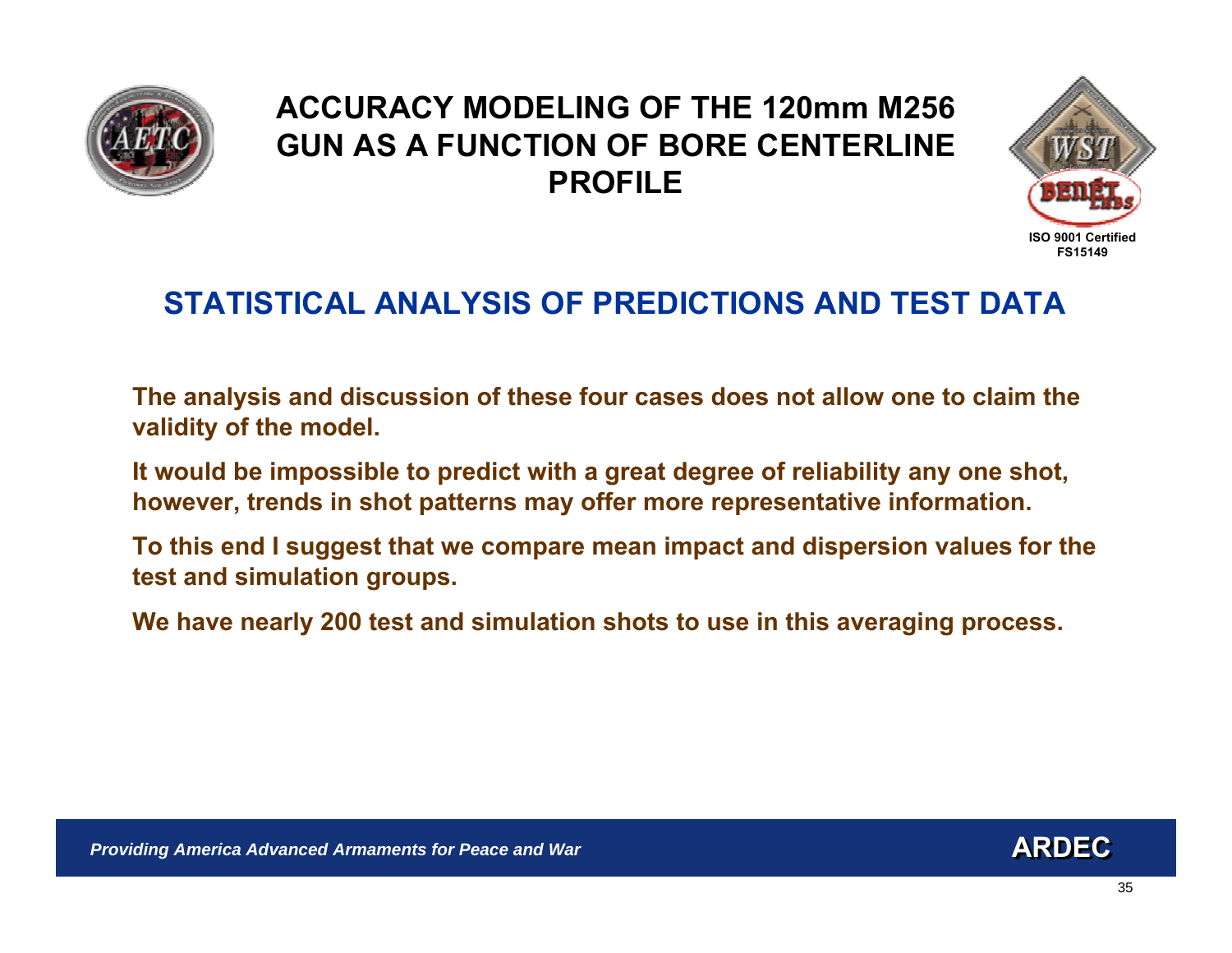# ACCURACY MODELING OF THE 120mm M256 GUN AS A FUNCTION OF BORE CENTERLINE PROFILE

## STATISTICAL ANALYSIS OF PREDICTIONS AND TEST DATA

**The analysis and discussion of these four cases does not allow one to claim the validity of the model.**

**It would be impossible to predict with a great degree of reliability any one shot, however, trends in shot patterns may offer more representative information.**

**To this end I suggest that we compare mean impact and dispersion values for the test and simulation groups.**

**We have nearly 200 test and simulation shots to use in this averaging process.**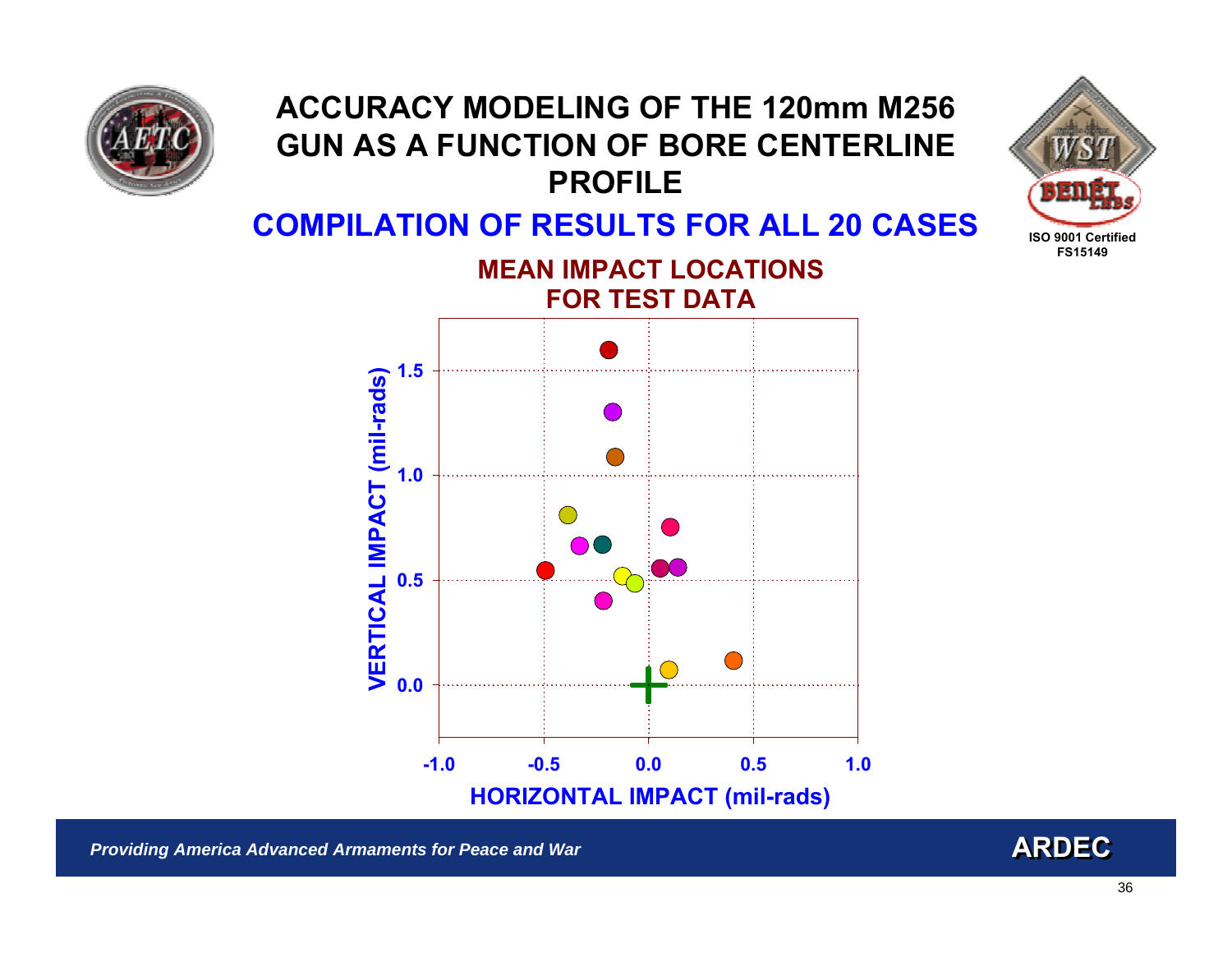# ACCURACY MODELING OF THE 120mm M256 GUN AS A FUNCTION OF BORE CENTERLINE PROFILE

## COMPILATION OF RESULTS FOR ALL 20 CASES

ISO 9001 Certified
FS15149

### MEAN IMPACT LOCATIONS FOR TEST DATA

VERTICAL IMPACT (mil-rads)

1.5

1.0

0.5

0.0

-1.0 -0.5 0.0 0.5 1.0

HORIZONTAL IMPACT (mil-rads)

*Providing America Advanced Armaments for Peace and War*

**ARDEC**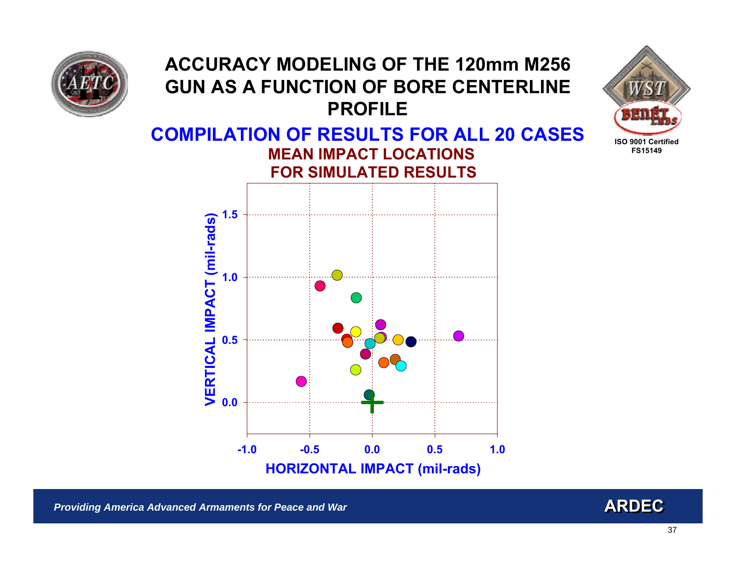# ACCURACY MODELING OF THE 120mm M256 GUN AS A FUNCTION OF BORE CENTERLINE PROFILE

## COMPILATION OF RESULTS FOR ALL 20 CASES

### MEAN IMPACT LOCATIONS FOR SIMULATED RESULTS

VERTICAL IMPACT (mil-rads)

1.5

1.0

0.5

0.0

-1.0 -0.5 0.0 0.5 1.0

HORIZONTAL IMPACT (mil-rads)

ISO 9001 Certified
FS15149

*Providing America Advanced Armaments for Peace and War*

ARDEC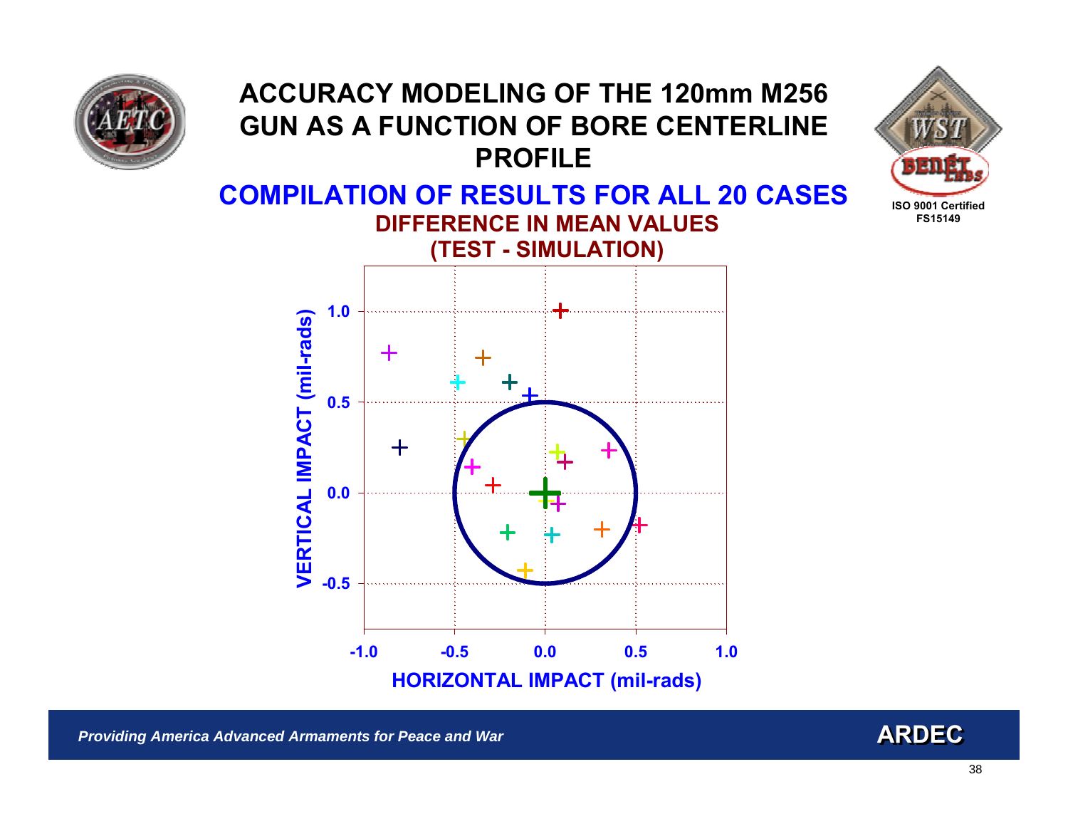# ACCURACY MODELING OF THE 120mm M256 GUN AS A FUNCTION OF BORE CENTERLINE PROFILE

## COMPILATION OF RESULTS FOR ALL 20 CASES

### DIFFERENCE IN MEAN VALUES (TEST - SIMULATION)

VERTICAL IMPACT (mil-rads)

1.0
0.5
0.0
-0.5

-1.0 -0.5 0.0 0.5 1.0

HORIZONTAL IMPACT (mil-rads)

*Providing America Advanced Armaments for Peace and War*

ARDEC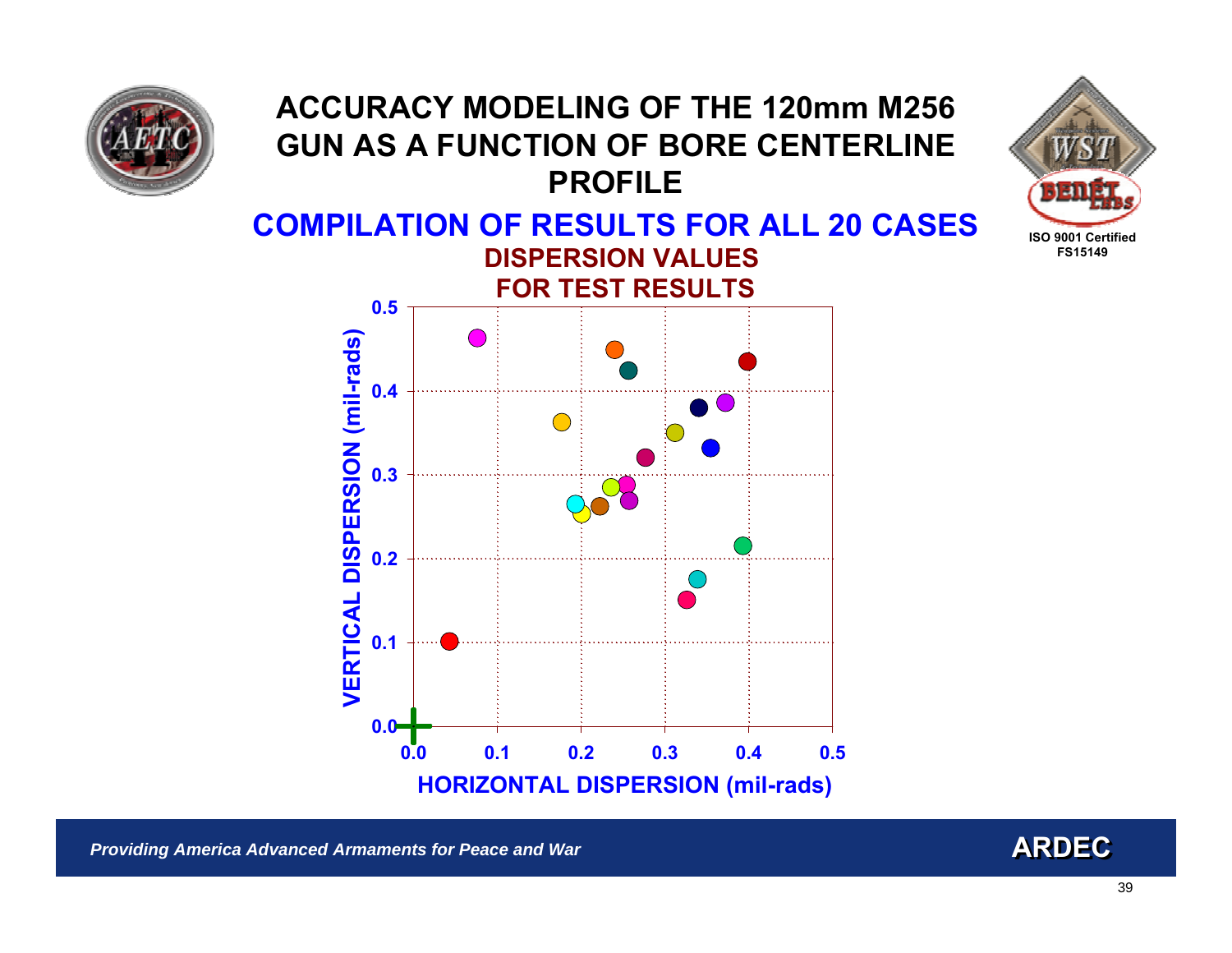# ACCURACY MODELING OF THE 120mm M256 GUN AS A FUNCTION OF BORE CENTERLINE PROFILE

## COMPILATION OF RESULTS FOR ALL 20 CASES

### DISPERSION VALUES FOR TEST RESULTS

VERTICAL DISPERSION (mil-rads)

HORIZONTAL DISPERSION (mil-rads)

*Providing America Advanced Armaments for Peace and War*

**ARDEC**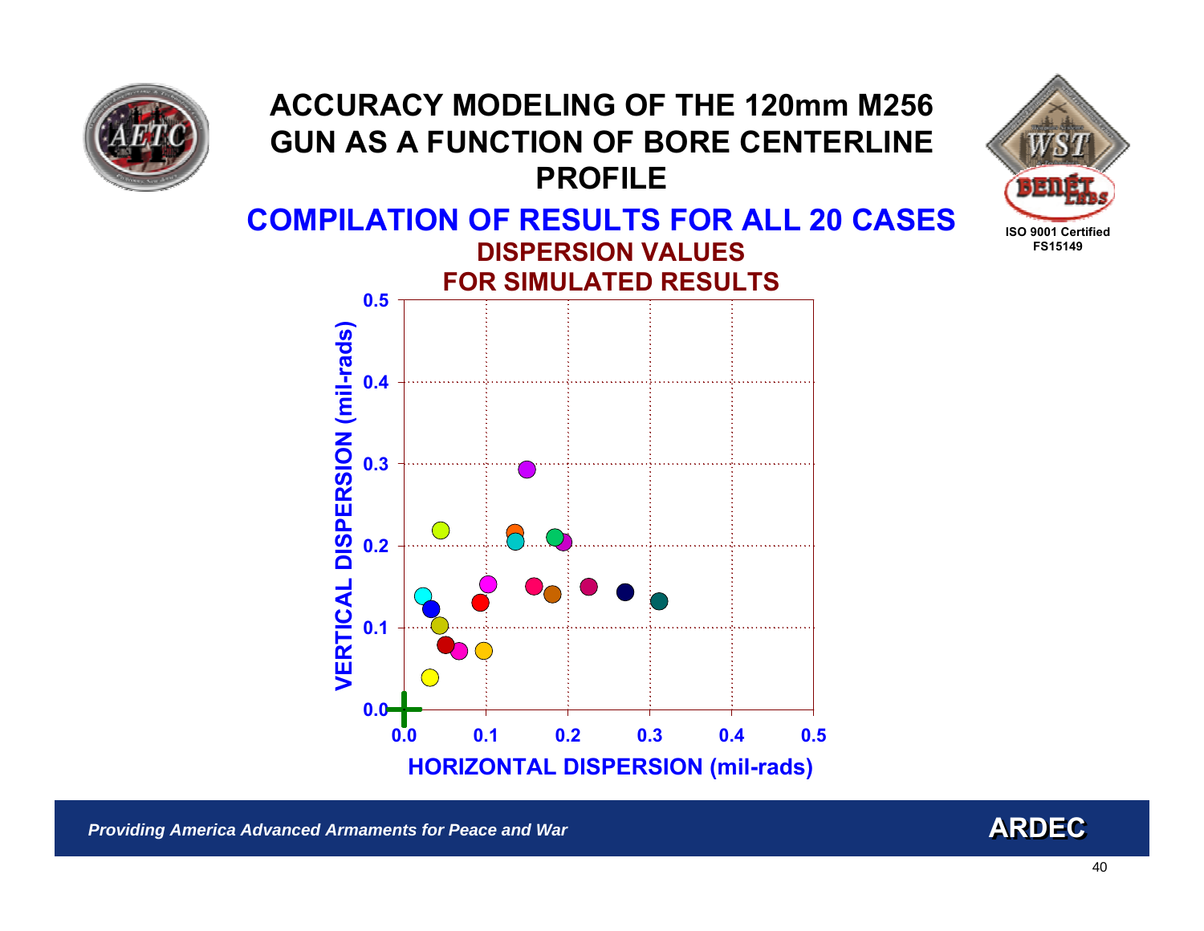# ACCURACY MODELING OF THE 120mm M256 GUN AS A FUNCTION OF BORE CENTERLINE PROFILE

## COMPILATION OF RESULTS FOR ALL 20 CASES

ISO 9001 Certified
FS15149

### DISPERSION VALUES FOR SIMULATED RESULTS

VERTICAL DISPERSION (mil-rads)

0.5
0.4
0.3
0.2
0.1
0.0

0.0 0.1 0.2 0.3 0.4 0.5

HORIZONTAL DISPERSION (mil-rads)

*Providing America Advanced Armaments for Peace and War*

**ARDEC**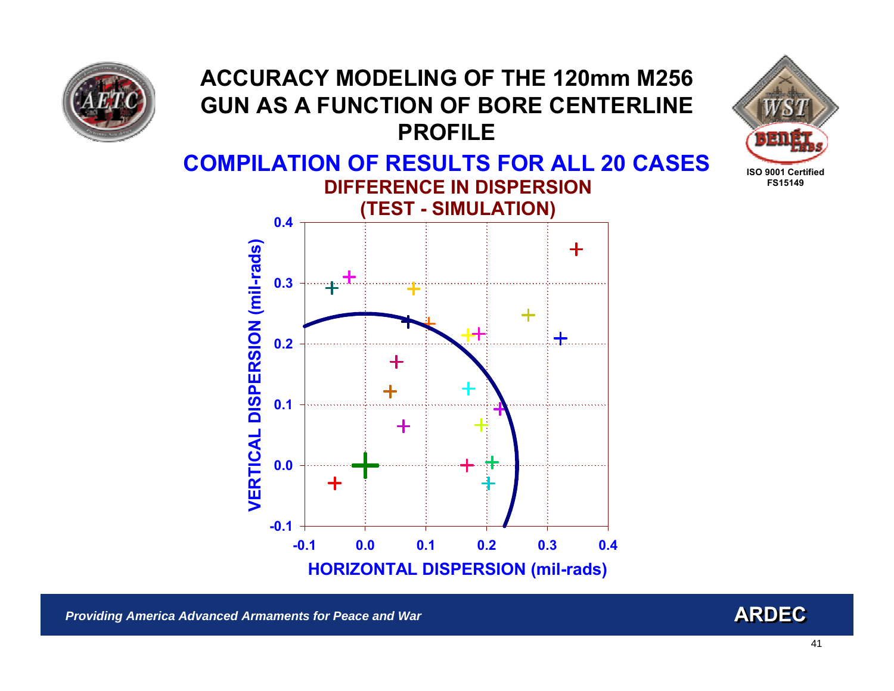# ACCURACY MODELING OF THE 120mm M256 GUN AS A FUNCTION OF BORE CENTERLINE PROFILE

ISO 9001 Certified
FS15149

## COMPILATION OF RESULTS FOR ALL 20 CASES

### DIFFERENCE IN DISPERSION (TEST - SIMULATION)

VERTICAL DISPERSION (mil-rads)

0.4
0.3
0.2
0.1
0.0
-0.1

-0.1 0.0 0.1 0.2 0.3 0.4

HORIZONTAL DISPERSION (mil-rads)

*Providing America Advanced Armaments for Peace and War*

**ARDEC**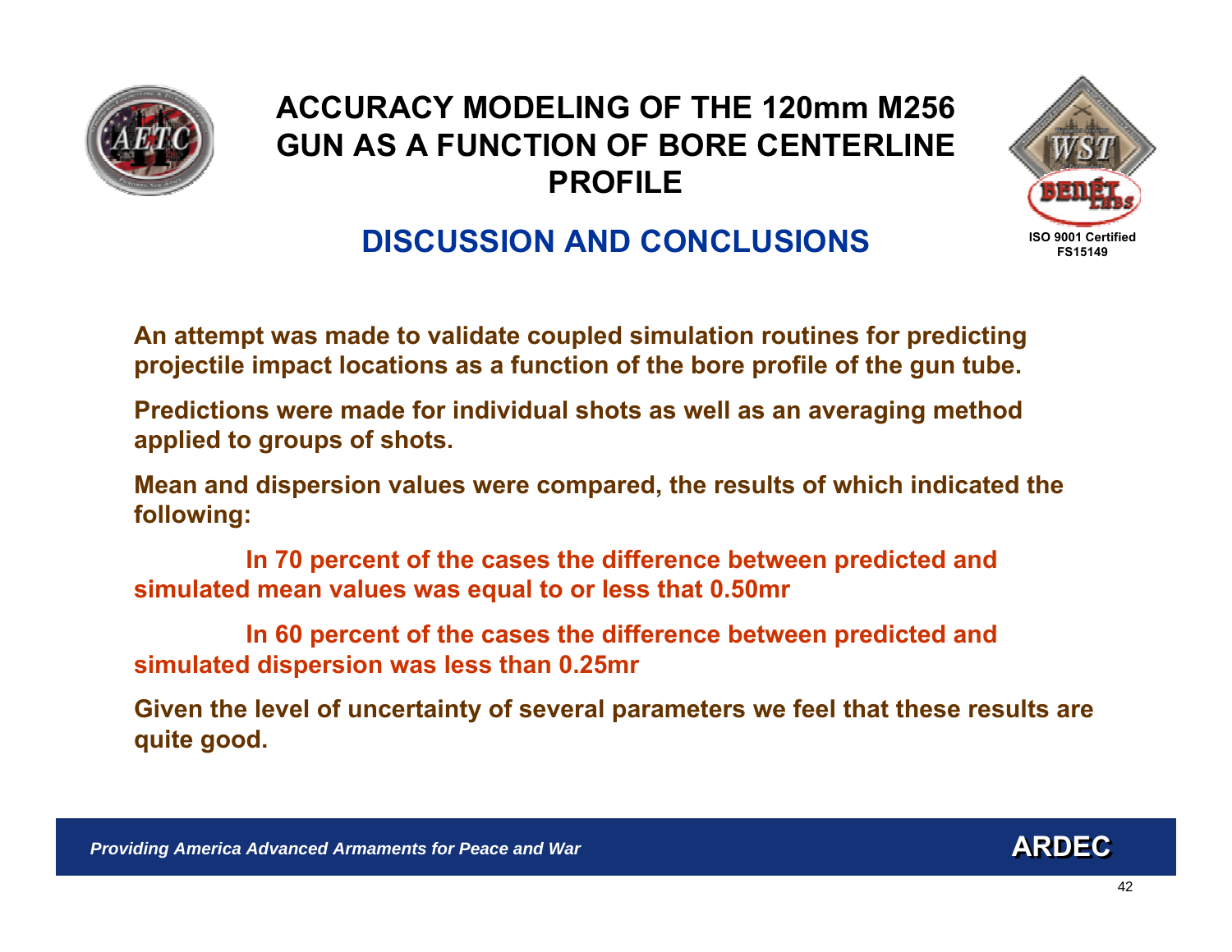# ACCURACY MODELING OF THE 120mm M256 GUN AS A FUNCTION OF BORE CENTERLINE PROFILE

ISO 9001 Certified
FS15149

## DISCUSSION AND CONCLUSIONS

**An attempt was made to validate coupled simulation routines for predicting projectile impact locations as a function of the bore profile of the gun tube.**

**Predictions were made for individual shots as well as an averaging method applied to groups of shots.**

**Mean and dispersion values were compared, the results of which indicated the following:**

**In 70 percent of the cases the difference between predicted and simulated mean values was equal to or less that 0.50mr**

**In 60 percent of the cases the difference between predicted and simulated dispersion was less than 0.25mr**

**Given the level of uncertainty of several parameters we feel that these results are quite good.**

*Providing America Advanced Armaments for Peace and War*

**ARDEC**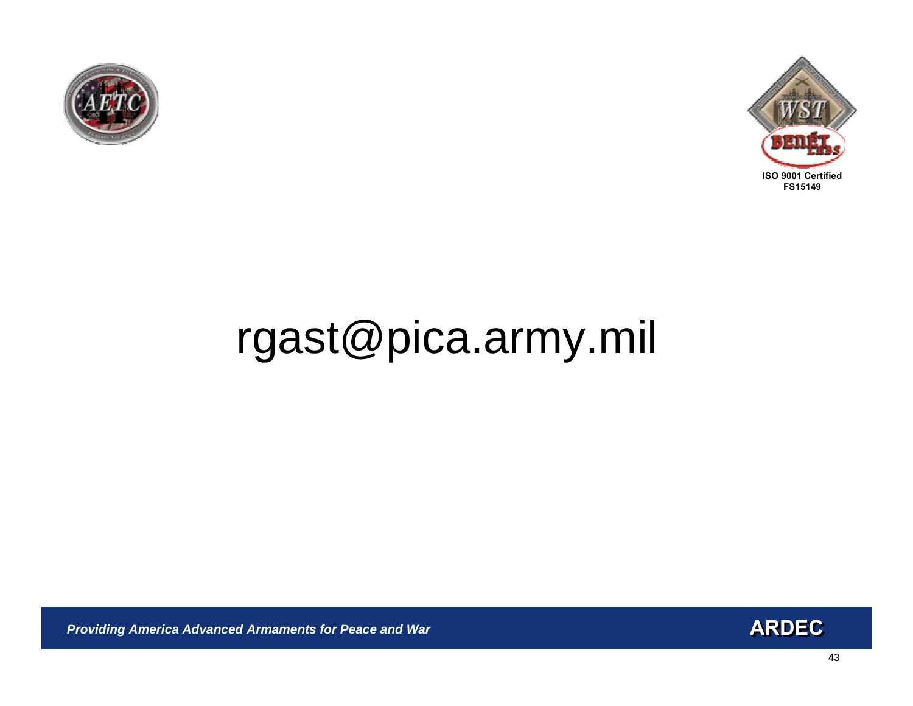ISO 9001 Certified
FS15149

rgast@pica.army.mil